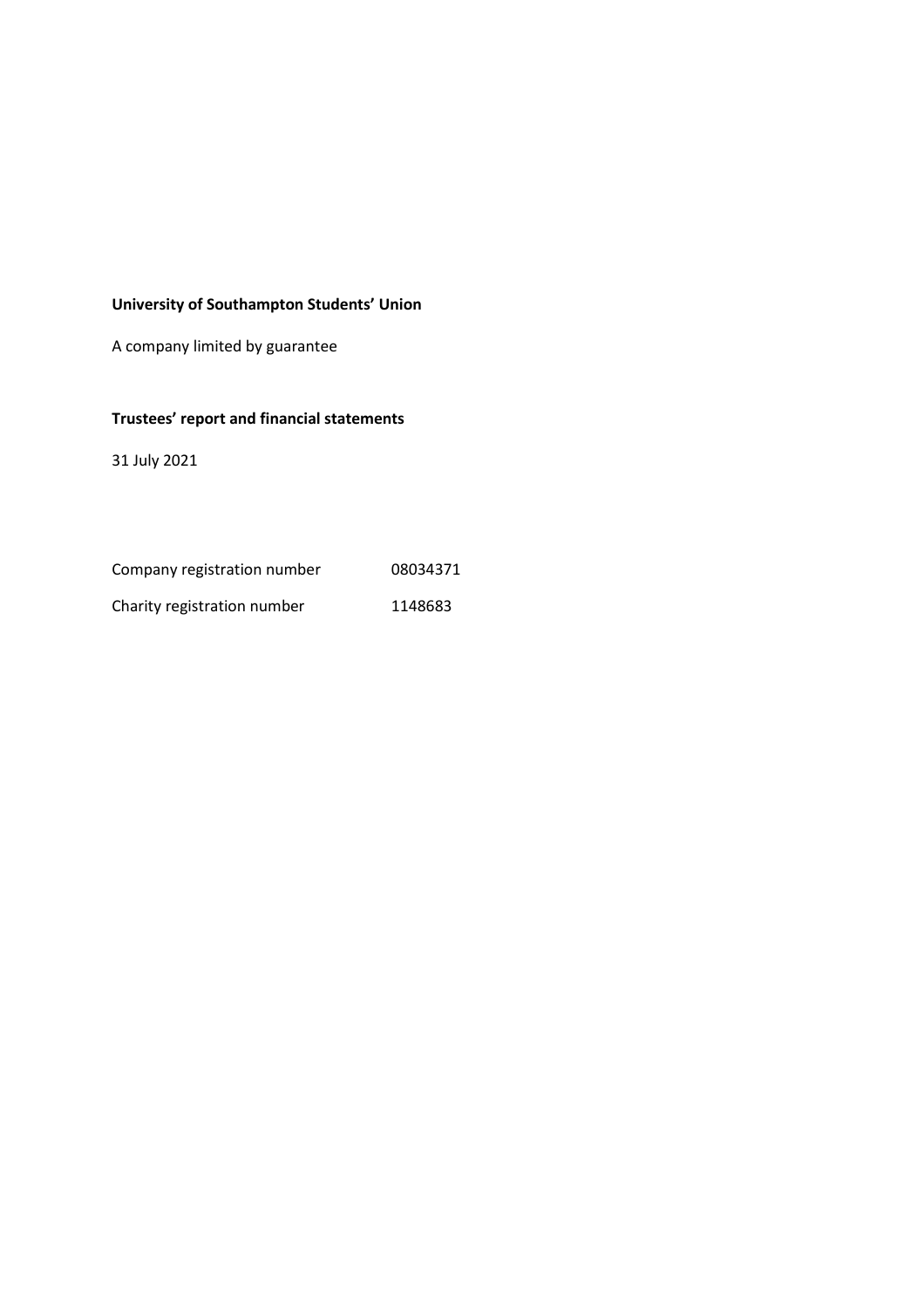**University of Southampton Students' Union**

A company limited by guarantee

**Trustees' report and financial statements**

31 July 2021

| | |
|---|---|
| Company registration number | 08034371 |
| Charity registration number | 1148683 |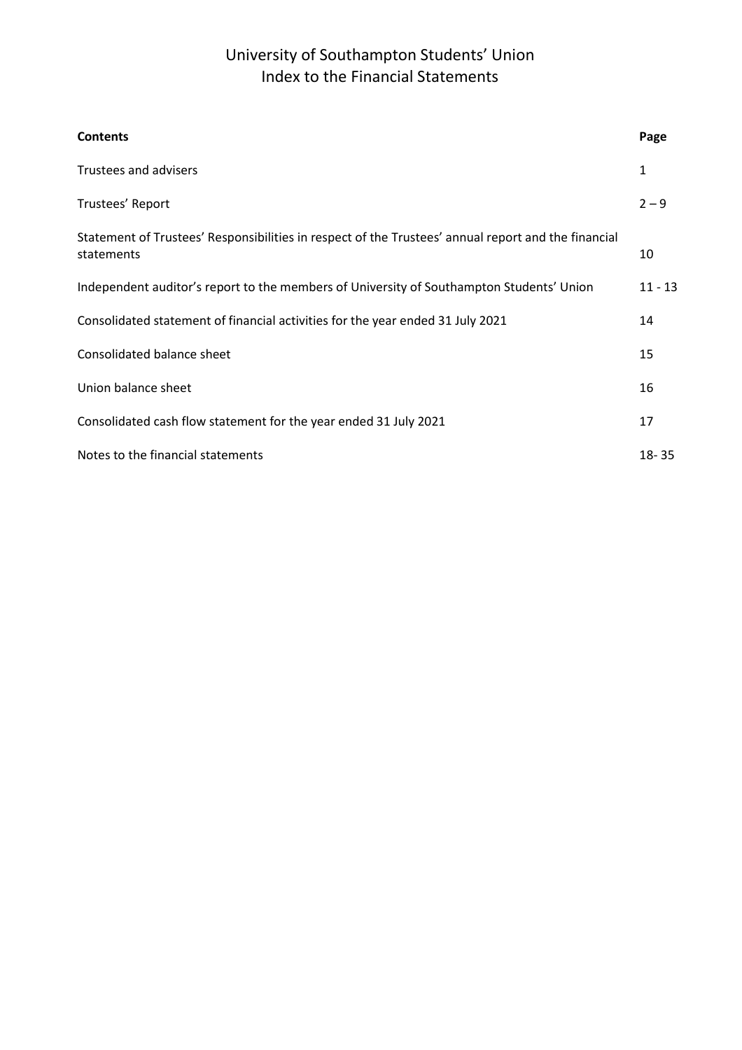# University of Southampton Students' Union
# Index to the Financial Statements

| **Contents** | **Page** |
|---|---|
| Trustees and advisers | 1 |
| Trustees' Report | 2 – 9 |
| Statement of Trustees' Responsibilities in respect of the Trustees' annual report and the financial statements | 10 |
| Independent auditor's report to the members of University of Southampton Students' Union | 11 - 13 |
| Consolidated statement of financial activities for the year ended 31 July 2021 | 14 |
| Consolidated balance sheet | 15 |
| Union balance sheet | 16 |
| Consolidated cash flow statement for the year ended 31 July 2021 | 17 |
| Notes to the financial statements | 18- 35 |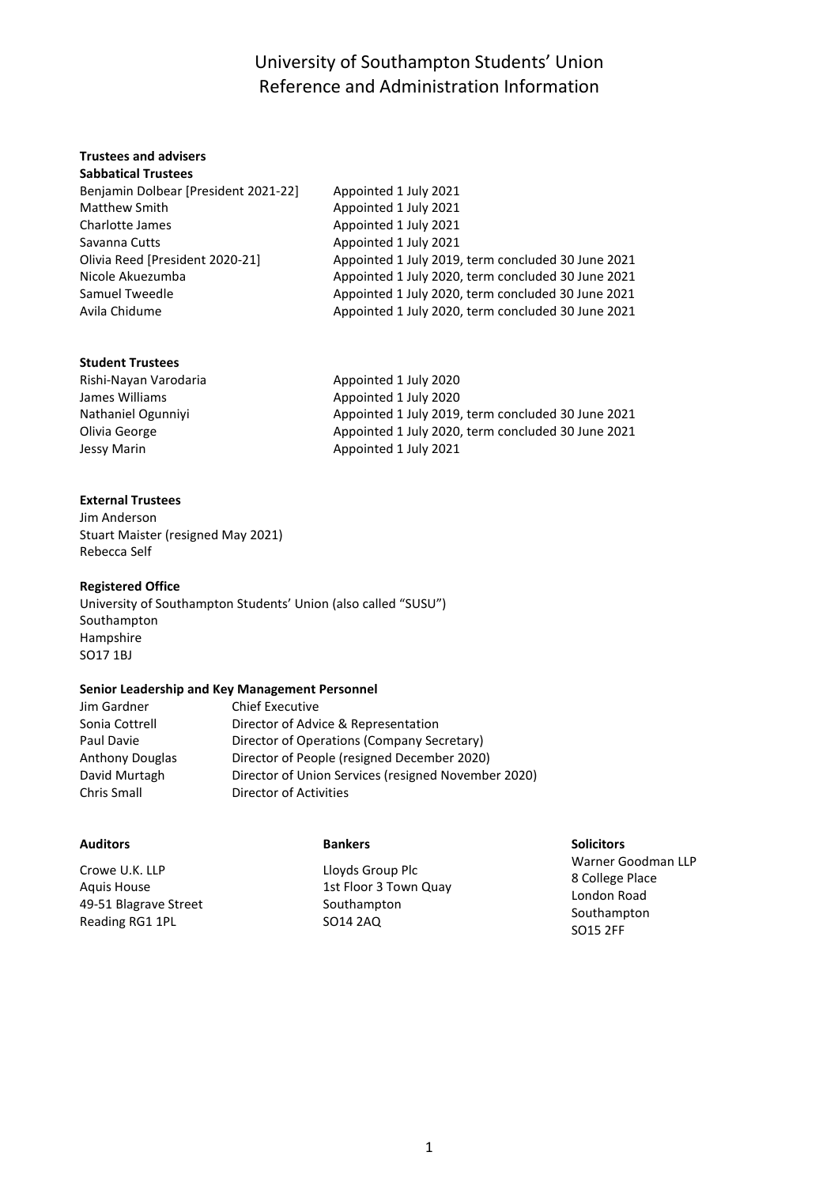# University of Southampton Students' Union
# Reference and Administration Information

## Trustees and advisers

### Sabbatical Trustees

| | |
|---|---|
| Benjamin Dolbear [President 2021-22] | Appointed 1 July 2021 |
| Matthew Smith | Appointed 1 July 2021 |
| Charlotte James | Appointed 1 July 2021 |
| Savanna Cutts | Appointed 1 July 2021 |
| Olivia Reed [President 2020-21] | Appointed 1 July 2019, term concluded 30 June 2021 |
| Nicole Akuezumba | Appointed 1 July 2020, term concluded 30 June 2021 |
| Samuel Tweedle | Appointed 1 July 2020, term concluded 30 June 2021 |
| Avila Chidume | Appointed 1 July 2020, term concluded 30 June 2021 |

### Student Trustees

| | |
|---|---|
| Rishi-Nayan Varodaria | Appointed 1 July 2020 |
| James Williams | Appointed 1 July 2020 |
| Nathaniel Ogunniyi | Appointed 1 July 2019, term concluded 30 June 2021 |
| Olivia George | Appointed 1 July 2020, term concluded 30 June 2021 |
| Jessy Marin | Appointed 1 July 2021 |

### External Trustees

Jim Anderson
Stuart Maister (resigned May 2021)
Rebecca Self

### Registered Office

University of Southampton Students' Union (also called "SUSU")
Southampton
Hampshire
SO17 1BJ

### Senior Leadership and Key Management Personnel

| | |
|---|---|
| Jim Gardner | Chief Executive |
| Sonia Cottrell | Director of Advice & Representation |
| Paul Davie | Director of Operations (Company Secretary) |
| Anthony Douglas | Director of People (resigned December 2020) |
| David Murtagh | Director of Union Services (resigned November 2020) |
| Chris Small | Director of Activities |

### Auditors

Crowe U.K. LLP
Aquis House
49-51 Blagrave Street
Reading RG1 1PL

### Bankers

Lloyds Group Plc
1st Floor 3 Town Quay
Southampton
SO14 2AQ

### Solicitors

Warner Goodman LLP
8 College Place
London Road
Southampton
SO15 2FF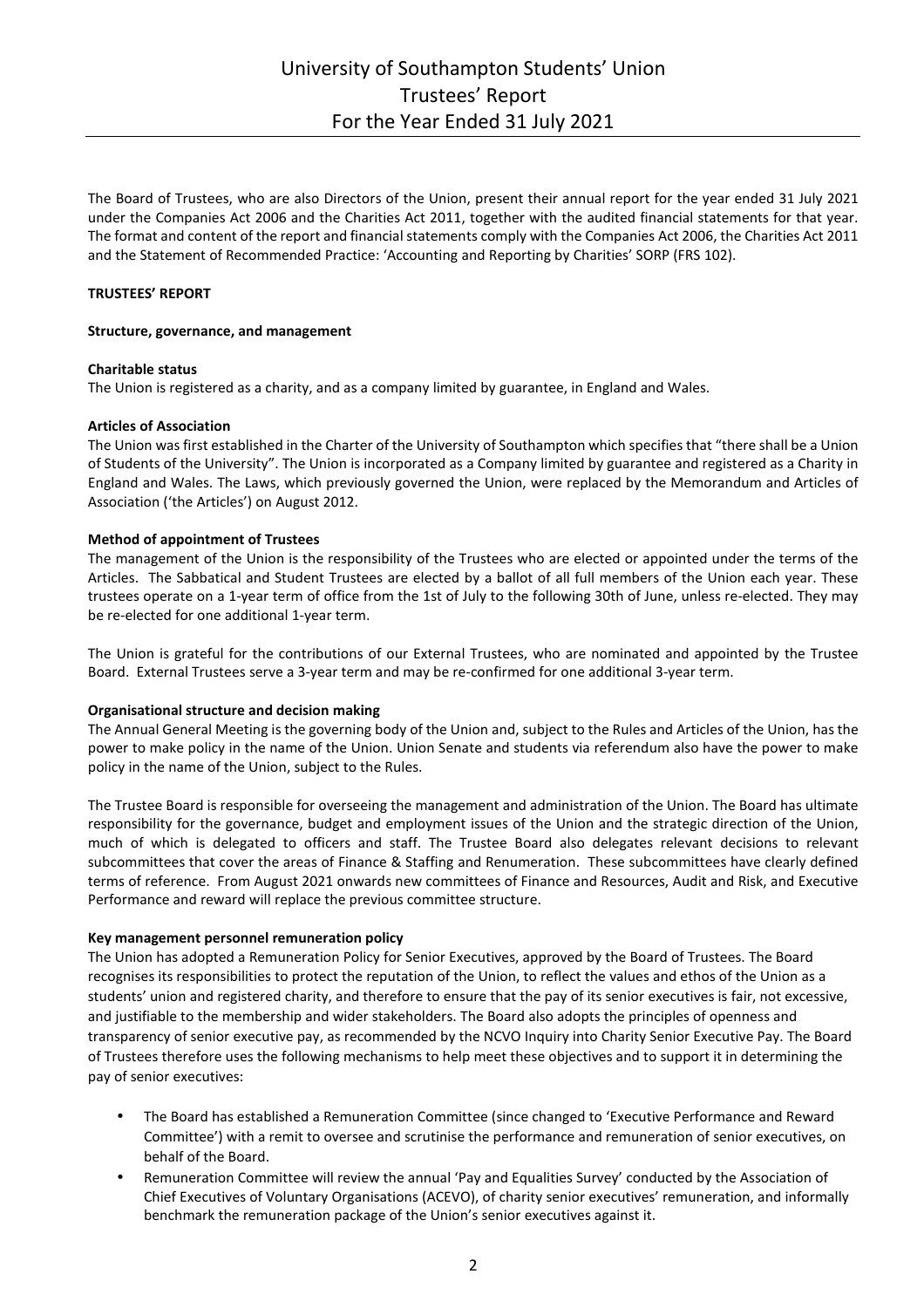# University of Southampton Students' Union
## Trustees' Report
## For the Year Ended 31 July 2021

The Board of Trustees, who are also Directors of the Union, present their annual report for the year ended 31 July 2021 under the Companies Act 2006 and the Charities Act 2011, together with the audited financial statements for that year. The format and content of the report and financial statements comply with the Companies Act 2006, the Charities Act 2011 and the Statement of Recommended Practice: 'Accounting and Reporting by Charities' SORP (FRS 102).

**TRUSTEES' REPORT**

**Structure, governance, and management**

**Charitable status**

The Union is registered as a charity, and as a company limited by guarantee, in England and Wales.

**Articles of Association**

The Union was first established in the Charter of the University of Southampton which specifies that "there shall be a Union of Students of the University". The Union is incorporated as a Company limited by guarantee and registered as a Charity in England and Wales. The Laws, which previously governed the Union, were replaced by the Memorandum and Articles of Association ('the Articles') on August 2012.

**Method of appointment of Trustees**

The management of the Union is the responsibility of the Trustees who are elected or appointed under the terms of the Articles. The Sabbatical and Student Trustees are elected by a ballot of all full members of the Union each year. These trustees operate on a 1-year term of office from the 1st of July to the following 30th of June, unless re-elected. They may be re-elected for one additional 1-year term.

The Union is grateful for the contributions of our External Trustees, who are nominated and appointed by the Trustee Board. External Trustees serve a 3-year term and may be re-confirmed for one additional 3-year term.

**Organisational structure and decision making**

The Annual General Meeting is the governing body of the Union and, subject to the Rules and Articles of the Union, has the power to make policy in the name of the Union. Union Senate and students via referendum also have the power to make policy in the name of the Union, subject to the Rules.

The Trustee Board is responsible for overseeing the management and administration of the Union. The Board has ultimate responsibility for the governance, budget and employment issues of the Union and the strategic direction of the Union, much of which is delegated to officers and staff. The Trustee Board also delegates relevant decisions to relevant subcommittees that cover the areas of Finance & Staffing and Renumeration. These subcommittees have clearly defined terms of reference. From August 2021 onwards new committees of Finance and Resources, Audit and Risk, and Executive Performance and reward will replace the previous committee structure.

**Key management personnel remuneration policy**

The Union has adopted a Remuneration Policy for Senior Executives, approved by the Board of Trustees. The Board recognises its responsibilities to protect the reputation of the Union, to reflect the values and ethos of the Union as a students' union and registered charity, and therefore to ensure that the pay of its senior executives is fair, not excessive, and justifiable to the membership and wider stakeholders. The Board also adopts the principles of openness and transparency of senior executive pay, as recommended by the NCVO Inquiry into Charity Senior Executive Pay. The Board of Trustees therefore uses the following mechanisms to help meet these objectives and to support it in determining the pay of senior executives:

- The Board has established a Remuneration Committee (since changed to 'Executive Performance and Reward Committee') with a remit to oversee and scrutinise the performance and remuneration of senior executives, on behalf of the Board.
- Remuneration Committee will review the annual 'Pay and Equalities Survey' conducted by the Association of Chief Executives of Voluntary Organisations (ACEVO), of charity senior executives' remuneration, and informally benchmark the remuneration package of the Union's senior executives against it.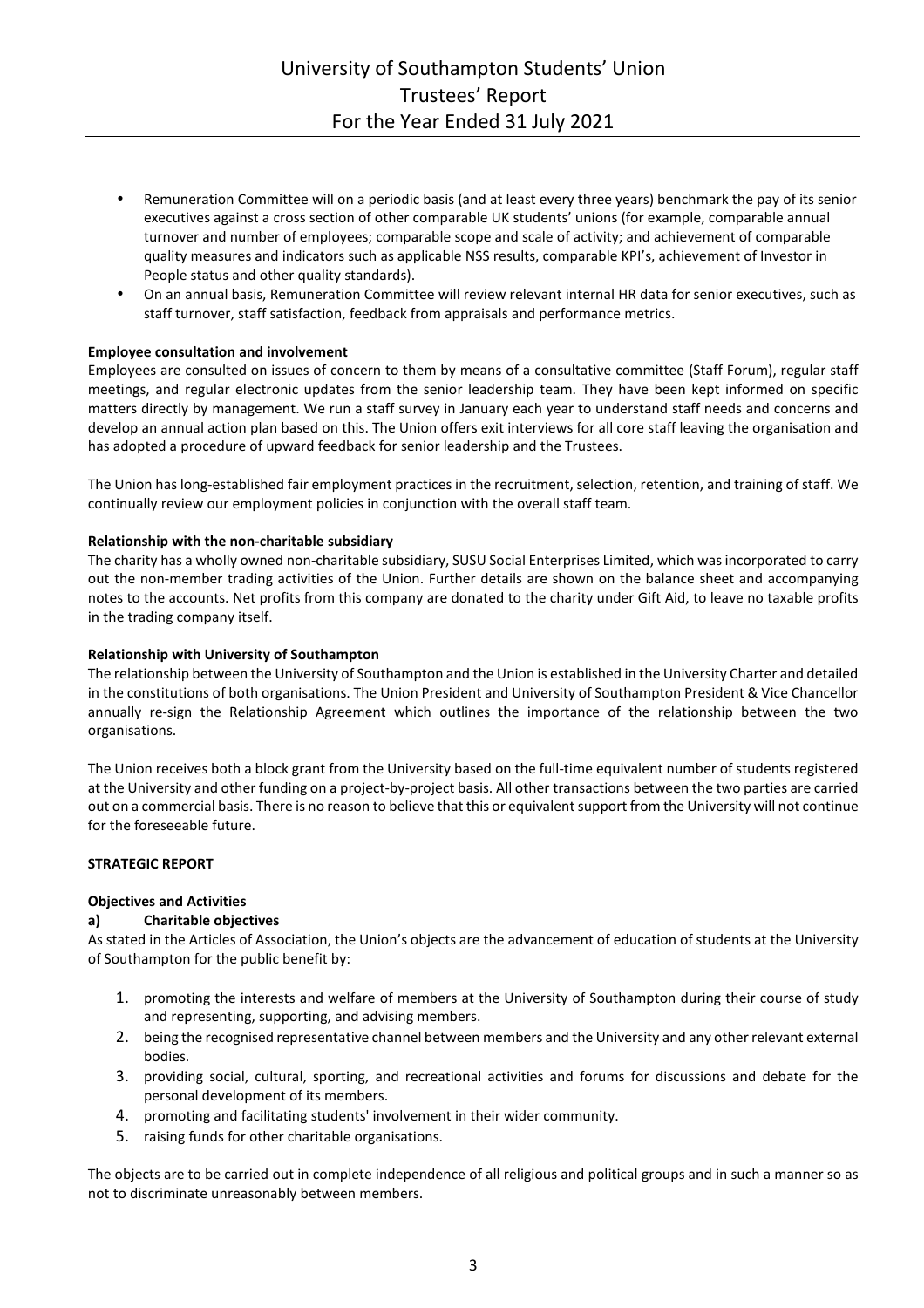- Remuneration Committee will on a periodic basis (and at least every three years) benchmark the pay of its senior executives against a cross section of other comparable UK students' unions (for example, comparable annual turnover and number of employees; comparable scope and scale of activity; and achievement of comparable quality measures and indicators such as applicable NSS results, comparable KPI's, achievement of Investor in People status and other quality standards).
- On an annual basis, Remuneration Committee will review relevant internal HR data for senior executives, such as staff turnover, staff satisfaction, feedback from appraisals and performance metrics.

**Employee consultation and involvement**

Employees are consulted on issues of concern to them by means of a consultative committee (Staff Forum), regular staff meetings, and regular electronic updates from the senior leadership team. They have been kept informed on specific matters directly by management. We run a staff survey in January each year to understand staff needs and concerns and develop an annual action plan based on this. The Union offers exit interviews for all core staff leaving the organisation and has adopted a procedure of upward feedback for senior leadership and the Trustees.

The Union has long-established fair employment practices in the recruitment, selection, retention, and training of staff. We continually review our employment policies in conjunction with the overall staff team.

**Relationship with the non-charitable subsidiary**

The charity has a wholly owned non-charitable subsidiary, SUSU Social Enterprises Limited, which was incorporated to carry out the non-member trading activities of the Union. Further details are shown on the balance sheet and accompanying notes to the accounts. Net profits from this company are donated to the charity under Gift Aid, to leave no taxable profits in the trading company itself.

**Relationship with University of Southampton**

The relationship between the University of Southampton and the Union is established in the University Charter and detailed in the constitutions of both organisations. The Union President and University of Southampton President & Vice Chancellor annually re-sign the Relationship Agreement which outlines the importance of the relationship between the two organisations.

The Union receives both a block grant from the University based on the full-time equivalent number of students registered at the University and other funding on a project-by-project basis. All other transactions between the two parties are carried out on a commercial basis. There is no reason to believe that this or equivalent support from the University will not continue for the foreseeable future.

**STRATEGIC REPORT**

**Objectives and Activities**

**a) Charitable objectives**

As stated in the Articles of Association, the Union's objects are the advancement of education of students at the University of Southampton for the public benefit by:

1. promoting the interests and welfare of members at the University of Southampton during their course of study and representing, supporting, and advising members.
2. being the recognised representative channel between members and the University and any other relevant external bodies.
3. providing social, cultural, sporting, and recreational activities and forums for discussions and debate for the personal development of its members.
4. promoting and facilitating students' involvement in their wider community.
5. raising funds for other charitable organisations.

The objects are to be carried out in complete independence of all religious and political groups and in such a manner so as not to discriminate unreasonably between members.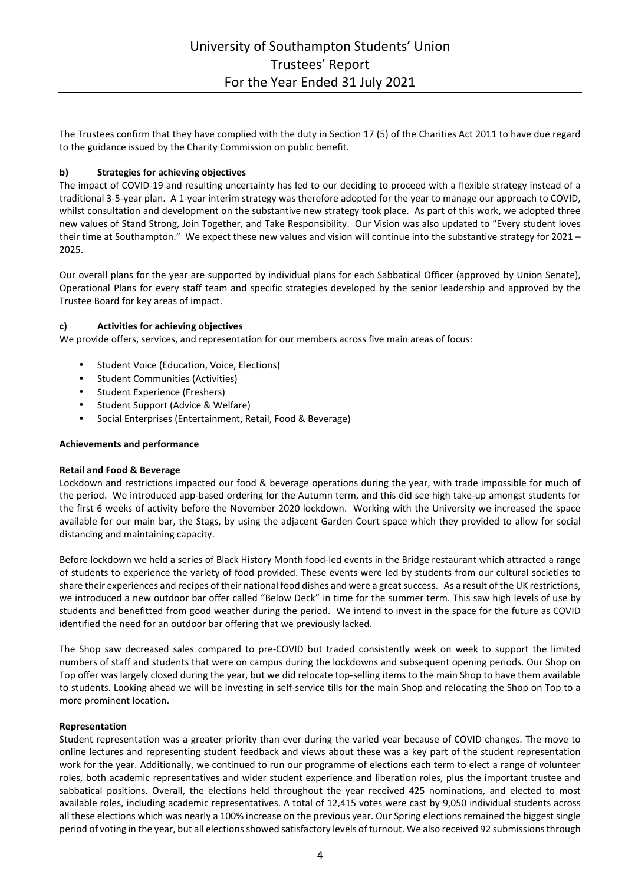The Trustees confirm that they have complied with the duty in Section 17 (5) of the Charities Act 2011 to have due regard to the guidance issued by the Charity Commission on public benefit.

**b) Strategies for achieving objectives**

The impact of COVID-19 and resulting uncertainty has led to our deciding to proceed with a flexible strategy instead of a traditional 3-5-year plan. A 1-year interim strategy was therefore adopted for the year to manage our approach to COVID, whilst consultation and development on the substantive new strategy took place. As part of this work, we adopted three new values of Stand Strong, Join Together, and Take Responsibility. Our Vision was also updated to "Every student loves their time at Southampton." We expect these new values and vision will continue into the substantive strategy for 2021 – 2025.

Our overall plans for the year are supported by individual plans for each Sabbatical Officer (approved by Union Senate), Operational Plans for every staff team and specific strategies developed by the senior leadership and approved by the Trustee Board for key areas of impact.

**c) Activities for achieving objectives**

We provide offers, services, and representation for our members across five main areas of focus:

- Student Voice (Education, Voice, Elections)
- Student Communities (Activities)
- Student Experience (Freshers)
- Student Support (Advice & Welfare)
- Social Enterprises (Entertainment, Retail, Food & Beverage)

**Achievements and performance**

**Retail and Food & Beverage**

Lockdown and restrictions impacted our food & beverage operations during the year, with trade impossible for much of the period. We introduced app-based ordering for the Autumn term, and this did see high take-up amongst students for the first 6 weeks of activity before the November 2020 lockdown. Working with the University we increased the space available for our main bar, the Stags, by using the adjacent Garden Court space which they provided to allow for social distancing and maintaining capacity.

Before lockdown we held a series of Black History Month food-led events in the Bridge restaurant which attracted a range of students to experience the variety of food provided. These events were led by students from our cultural societies to share their experiences and recipes of their national food dishes and were a great success. As a result of the UK restrictions, we introduced a new outdoor bar offer called "Below Deck" in time for the summer term. This saw high levels of use by students and benefitted from good weather during the period. We intend to invest in the space for the future as COVID identified the need for an outdoor bar offering that we previously lacked.

The Shop saw decreased sales compared to pre-COVID but traded consistently week on week to support the limited numbers of staff and students that were on campus during the lockdowns and subsequent opening periods. Our Shop on Top offer was largely closed during the year, but we did relocate top-selling items to the main Shop to have them available to students. Looking ahead we will be investing in self-service tills for the main Shop and relocating the Shop on Top to a more prominent location.

**Representation**

Student representation was a greater priority than ever during the varied year because of COVID changes. The move to online lectures and representing student feedback and views about these was a key part of the student representation work for the year. Additionally, we continued to run our programme of elections each term to elect a range of volunteer roles, both academic representatives and wider student experience and liberation roles, plus the important trustee and sabbatical positions. Overall, the elections held throughout the year received 425 nominations, and elected to most available roles, including academic representatives. A total of 12,415 votes were cast by 9,050 individual students across all these elections which was nearly a 100% increase on the previous year. Our Spring elections remained the biggest single period of voting in the year, but all elections showed satisfactory levels of turnout. We also received 92 submissions through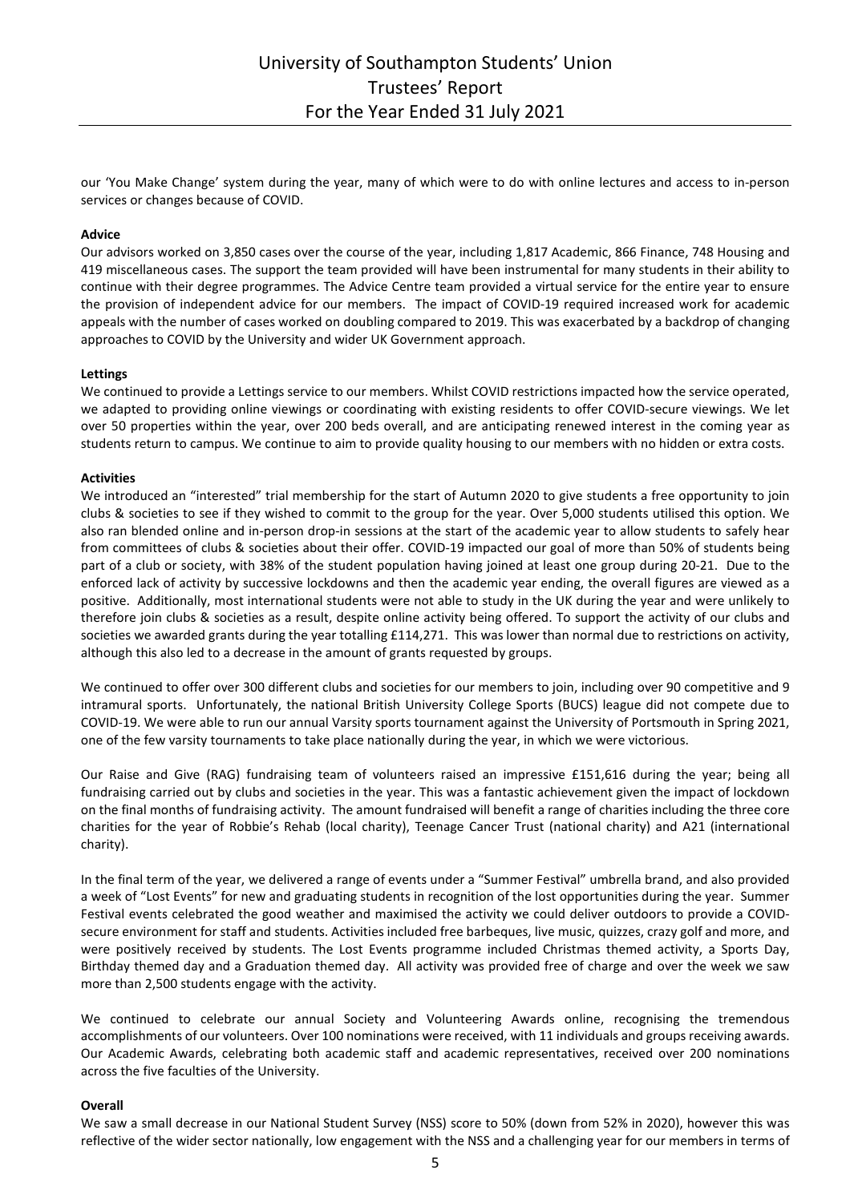our 'You Make Change' system during the year, many of which were to do with online lectures and access to in-person services or changes because of COVID.

**Advice**

Our advisors worked on 3,850 cases over the course of the year, including 1,817 Academic, 866 Finance, 748 Housing and 419 miscellaneous cases. The support the team provided will have been instrumental for many students in their ability to continue with their degree programmes. The Advice Centre team provided a virtual service for the entire year to ensure the provision of independent advice for our members. The impact of COVID-19 required increased work for academic appeals with the number of cases worked on doubling compared to 2019. This was exacerbated by a backdrop of changing approaches to COVID by the University and wider UK Government approach.

**Lettings**

We continued to provide a Lettings service to our members. Whilst COVID restrictions impacted how the service operated, we adapted to providing online viewings or coordinating with existing residents to offer COVID-secure viewings. We let over 50 properties within the year, over 200 beds overall, and are anticipating renewed interest in the coming year as students return to campus. We continue to aim to provide quality housing to our members with no hidden or extra costs.

**Activities**

We introduced an "interested" trial membership for the start of Autumn 2020 to give students a free opportunity to join clubs & societies to see if they wished to commit to the group for the year. Over 5,000 students utilised this option. We also ran blended online and in-person drop-in sessions at the start of the academic year to allow students to safely hear from committees of clubs & societies about their offer. COVID-19 impacted our goal of more than 50% of students being part of a club or society, with 38% of the student population having joined at least one group during 20-21. Due to the enforced lack of activity by successive lockdowns and then the academic year ending, the overall figures are viewed as a positive. Additionally, most international students were not able to study in the UK during the year and were unlikely to therefore join clubs & societies as a result, despite online activity being offered. To support the activity of our clubs and societies we awarded grants during the year totalling £114,271. This was lower than normal due to restrictions on activity, although this also led to a decrease in the amount of grants requested by groups.

We continued to offer over 300 different clubs and societies for our members to join, including over 90 competitive and 9 intramural sports. Unfortunately, the national British University College Sports (BUCS) league did not compete due to COVID-19. We were able to run our annual Varsity sports tournament against the University of Portsmouth in Spring 2021, one of the few varsity tournaments to take place nationally during the year, in which we were victorious.

Our Raise and Give (RAG) fundraising team of volunteers raised an impressive £151,616 during the year; being all fundraising carried out by clubs and societies in the year. This was a fantastic achievement given the impact of lockdown on the final months of fundraising activity. The amount fundraised will benefit a range of charities including the three core charities for the year of Robbie's Rehab (local charity), Teenage Cancer Trust (national charity) and A21 (international charity).

In the final term of the year, we delivered a range of events under a "Summer Festival" umbrella brand, and also provided a week of "Lost Events" for new and graduating students in recognition of the lost opportunities during the year. Summer Festival events celebrated the good weather and maximised the activity we could deliver outdoors to provide a COVID-secure environment for staff and students. Activities included free barbeques, live music, quizzes, crazy golf and more, and were positively received by students. The Lost Events programme included Christmas themed activity, a Sports Day, Birthday themed day and a Graduation themed day. All activity was provided free of charge and over the week we saw more than 2,500 students engage with the activity.

We continued to celebrate our annual Society and Volunteering Awards online, recognising the tremendous accomplishments of our volunteers. Over 100 nominations were received, with 11 individuals and groups receiving awards. Our Academic Awards, celebrating both academic staff and academic representatives, received over 200 nominations across the five faculties of the University.

**Overall**

We saw a small decrease in our National Student Survey (NSS) score to 50% (down from 52% in 2020), however this was reflective of the wider sector nationally, low engagement with the NSS and a challenging year for our members in terms of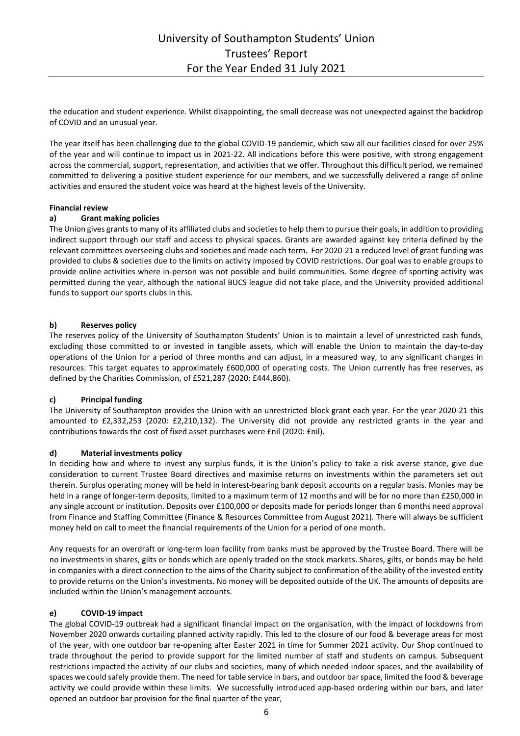the education and student experience. Whilst disappointing, the small decrease was not unexpected against the backdrop of COVID and an unusual year.

The year itself has been challenging due to the global COVID-19 pandemic, which saw all our facilities closed for over 25% of the year and will continue to impact us in 2021-22. All indications before this were positive, with strong engagement across the commercial, support, representation, and activities that we offer. Throughout this difficult period, we remained committed to delivering a positive student experience for our members, and we successfully delivered a range of online activities and ensured the student voice was heard at the highest levels of the University.

**Financial review**

**a) Grant making policies**

The Union gives grants to many of its affiliated clubs and societies to help them to pursue their goals, in addition to providing indirect support through our staff and access to physical spaces. Grants are awarded against key criteria defined by the relevant committees overseeing clubs and societies and made each term. For 2020-21 a reduced level of grant funding was provided to clubs & societies due to the limits on activity imposed by COVID restrictions. Our goal was to enable groups to provide online activities where in-person was not possible and build communities. Some degree of sporting activity was permitted during the year, although the national BUCS league did not take place, and the University provided additional funds to support our sports clubs in this.

**b) Reserves policy**

The reserves policy of the University of Southampton Students' Union is to maintain a level of unrestricted cash funds, excluding those committed to or invested in tangible assets, which will enable the Union to maintain the day-to-day operations of the Union for a period of three months and can adjust, in a measured way, to any significant changes in resources. This target equates to approximately £600,000 of operating costs. The Union currently has free reserves, as defined by the Charities Commission, of £521,287 (2020: £444,860).

**c) Principal funding**

The University of Southampton provides the Union with an unrestricted block grant each year. For the year 2020-21 this amounted to £2,332,253 (2020: £2,210,132). The University did not provide any restricted grants in the year and contributions towards the cost of fixed asset purchases were £nil (2020: £nil).

**d) Material investments policy**

In deciding how and where to invest any surplus funds, it is the Union's policy to take a risk averse stance, give due consideration to current Trustee Board directives and maximise returns on investments within the parameters set out therein. Surplus operating money will be held in interest-bearing bank deposit accounts on a regular basis. Monies may be held in a range of longer-term deposits, limited to a maximum term of 12 months and will be for no more than £250,000 in any single account or institution. Deposits over £100,000 or deposits made for periods longer than 6 months need approval from Finance and Staffing Committee (Finance & Resources Committee from August 2021). There will always be sufficient money held on call to meet the financial requirements of the Union for a period of one month.

Any requests for an overdraft or long-term loan facility from banks must be approved by the Trustee Board. There will be no investments in shares, gilts or bonds which are openly traded on the stock markets. Shares, gilts, or bonds may be held in companies with a direct connection to the aims of the Charity subject to confirmation of the ability of the invested entity to provide returns on the Union's investments. No money will be deposited outside of the UK. The amounts of deposits are included within the Union's management accounts.

**e) COVID-19 impact**

The global COVID-19 outbreak had a significant financial impact on the organisation, with the impact of lockdowns from November 2020 onwards curtailing planned activity rapidly. This led to the closure of our food & beverage areas for most of the year, with one outdoor bar re-opening after Easter 2021 in time for Summer 2021 activity. Our Shop continued to trade throughout the period to provide support for the limited number of staff and students on campus. Subsequent restrictions impacted the activity of our clubs and societies, many of which needed indoor spaces, and the availability of spaces we could safely provide them. The need for table service in bars, and outdoor bar space, limited the food & beverage activity we could provide within these limits. We successfully introduced app-based ordering within our bars, and later opened an outdoor bar provision for the final quarter of the year,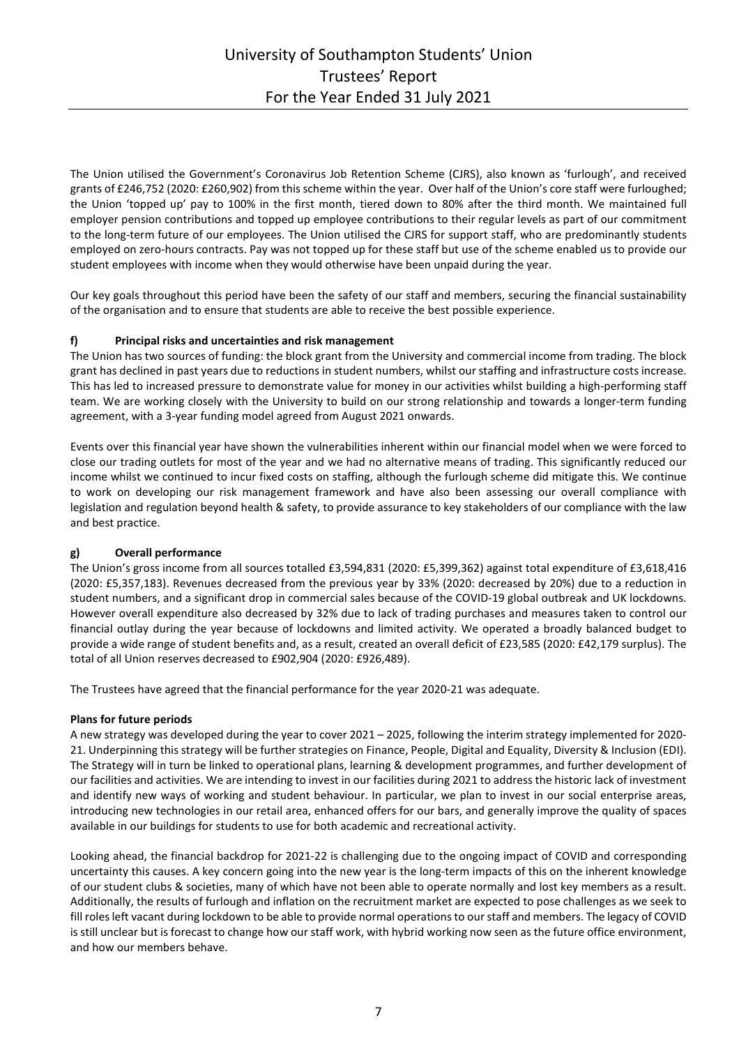The Union utilised the Government's Coronavirus Job Retention Scheme (CJRS), also known as 'furlough', and received grants of £246,752 (2020: £260,902) from this scheme within the year. Over half of the Union's core staff were furloughed; the Union 'topped up' pay to 100% in the first month, tiered down to 80% after the third month. We maintained full employer pension contributions and topped up employee contributions to their regular levels as part of our commitment to the long-term future of our employees. The Union utilised the CJRS for support staff, who are predominantly students employed on zero-hours contracts. Pay was not topped up for these staff but use of the scheme enabled us to provide our student employees with income when they would otherwise have been unpaid during the year.

Our key goals throughout this period have been the safety of our staff and members, securing the financial sustainability of the organisation and to ensure that students are able to receive the best possible experience.

### f) Principal risks and uncertainties and risk management

The Union has two sources of funding: the block grant from the University and commercial income from trading. The block grant has declined in past years due to reductions in student numbers, whilst our staffing and infrastructure costs increase. This has led to increased pressure to demonstrate value for money in our activities whilst building a high-performing staff team. We are working closely with the University to build on our strong relationship and towards a longer-term funding agreement, with a 3-year funding model agreed from August 2021 onwards.

Events over this financial year have shown the vulnerabilities inherent within our financial model when we were forced to close our trading outlets for most of the year and we had no alternative means of trading. This significantly reduced our income whilst we continued to incur fixed costs on staffing, although the furlough scheme did mitigate this. We continue to work on developing our risk management framework and have also been assessing our overall compliance with legislation and regulation beyond health & safety, to provide assurance to key stakeholders of our compliance with the law and best practice.

### g) Overall performance

The Union's gross income from all sources totalled £3,594,831 (2020: £5,399,362) against total expenditure of £3,618,416 (2020: £5,357,183). Revenues decreased from the previous year by 33% (2020: decreased by 20%) due to a reduction in student numbers, and a significant drop in commercial sales because of the COVID-19 global outbreak and UK lockdowns. However overall expenditure also decreased by 32% due to lack of trading purchases and measures taken to control our financial outlay during the year because of lockdowns and limited activity. We operated a broadly balanced budget to provide a wide range of student benefits and, as a result, created an overall deficit of £23,585 (2020: £42,179 surplus). The total of all Union reserves decreased to £902,904 (2020: £926,489).

The Trustees have agreed that the financial performance for the year 2020-21 was adequate.

### Plans for future periods

A new strategy was developed during the year to cover 2021 – 2025, following the interim strategy implemented for 2020-21. Underpinning this strategy will be further strategies on Finance, People, Digital and Equality, Diversity & Inclusion (EDI). The Strategy will in turn be linked to operational plans, learning & development programmes, and further development of our facilities and activities. We are intending to invest in our facilities during 2021 to address the historic lack of investment and identify new ways of working and student behaviour. In particular, we plan to invest in our social enterprise areas, introducing new technologies in our retail area, enhanced offers for our bars, and generally improve the quality of spaces available in our buildings for students to use for both academic and recreational activity.

Looking ahead, the financial backdrop for 2021-22 is challenging due to the ongoing impact of COVID and corresponding uncertainty this causes. A key concern going into the new year is the long-term impacts of this on the inherent knowledge of our student clubs & societies, many of which have not been able to operate normally and lost key members as a result. Additionally, the results of furlough and inflation on the recruitment market are expected to pose challenges as we seek to fill roles left vacant during lockdown to be able to provide normal operations to our staff and members. The legacy of COVID is still unclear but is forecast to change how our staff work, with hybrid working now seen as the future office environment, and how our members behave.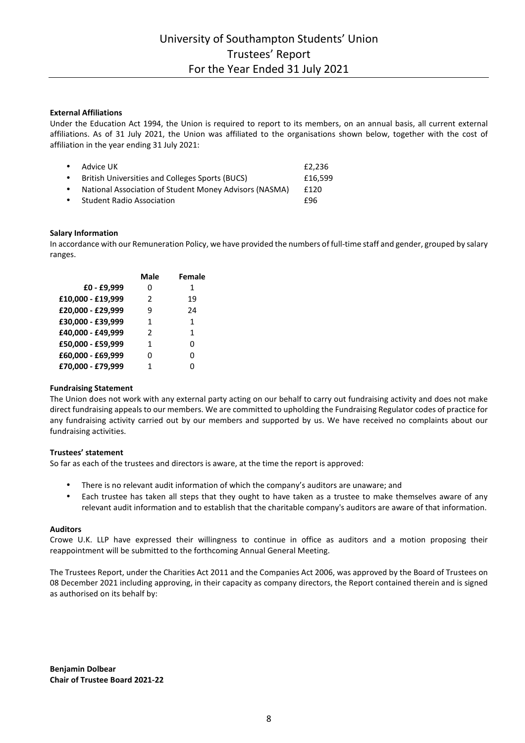**External Affiliations**

Under the Education Act 1994, the Union is required to report to its members, on an annual basis, all current external affiliations. As of 31 July 2021, the Union was affiliated to the organisations shown below, together with the cost of affiliation in the year ending 31 July 2021:

- Advice UK £2,236
- British Universities and Colleges Sports (BUCS) £16,599
- National Association of Student Money Advisors (NASMA) £120
- Student Radio Association £96

**Salary Information**

In accordance with our Remuneration Policy, we have provided the numbers of full-time staff and gender, grouped by salary ranges.

| | Male | Female |
|---|---|---|
| **£0 - £9,999** | 0 | 1 |
| **£10,000 - £19,999** | 2 | 19 |
| **£20,000 - £29,999** | 9 | 24 |
| **£30,000 - £39,999** | 1 | 1 |
| **£40,000 - £49,999** | 2 | 1 |
| **£50,000 - £59,999** | 1 | 0 |
| **£60,000 - £69,999** | 0 | 0 |
| **£70,000 - £79,999** | 1 | 0 |

**Fundraising Statement**

The Union does not work with any external party acting on our behalf to carry out fundraising activity and does not make direct fundraising appeals to our members. We are committed to upholding the Fundraising Regulator codes of practice for any fundraising activity carried out by our members and supported by us. We have received no complaints about our fundraising activities.

**Trustees' statement**

So far as each of the trustees and directors is aware, at the time the report is approved:

- There is no relevant audit information of which the company's auditors are unaware; and
- Each trustee has taken all steps that they ought to have taken as a trustee to make themselves aware of any relevant audit information and to establish that the charitable company's auditors are aware of that information.

**Auditors**

Crowe U.K. LLP have expressed their willingness to continue in office as auditors and a motion proposing their reappointment will be submitted to the forthcoming Annual General Meeting.

The Trustees Report, under the Charities Act 2011 and the Companies Act 2006, was approved by the Board of Trustees on 08 December 2021 including approving, in their capacity as company directors, the Report contained therein and is signed as authorised on its behalf by:

**Benjamin Dolbear**
**Chair of Trustee Board 2021-22**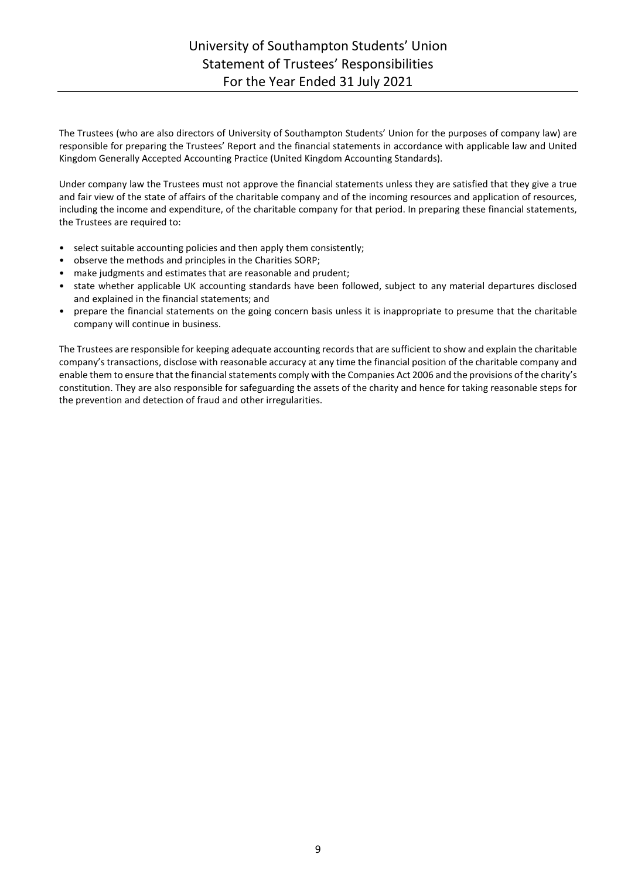# University of Southampton Students' Union
## Statement of Trustees' Responsibilities
## For the Year Ended 31 July 2021

The Trustees (who are also directors of University of Southampton Students' Union for the purposes of company law) are responsible for preparing the Trustees' Report and the financial statements in accordance with applicable law and United Kingdom Generally Accepted Accounting Practice (United Kingdom Accounting Standards).

Under company law the Trustees must not approve the financial statements unless they are satisfied that they give a true and fair view of the state of affairs of the charitable company and of the incoming resources and application of resources, including the income and expenditure, of the charitable company for that period. In preparing these financial statements, the Trustees are required to:

- select suitable accounting policies and then apply them consistently;
- observe the methods and principles in the Charities SORP;
- make judgments and estimates that are reasonable and prudent;
- state whether applicable UK accounting standards have been followed, subject to any material departures disclosed and explained in the financial statements; and
- prepare the financial statements on the going concern basis unless it is inappropriate to presume that the charitable company will continue in business.

The Trustees are responsible for keeping adequate accounting records that are sufficient to show and explain the charitable company's transactions, disclose with reasonable accuracy at any time the financial position of the charitable company and enable them to ensure that the financial statements comply with the Companies Act 2006 and the provisions of the charity's constitution. They are also responsible for safeguarding the assets of the charity and hence for taking reasonable steps for the prevention and detection of fraud and other irregularities.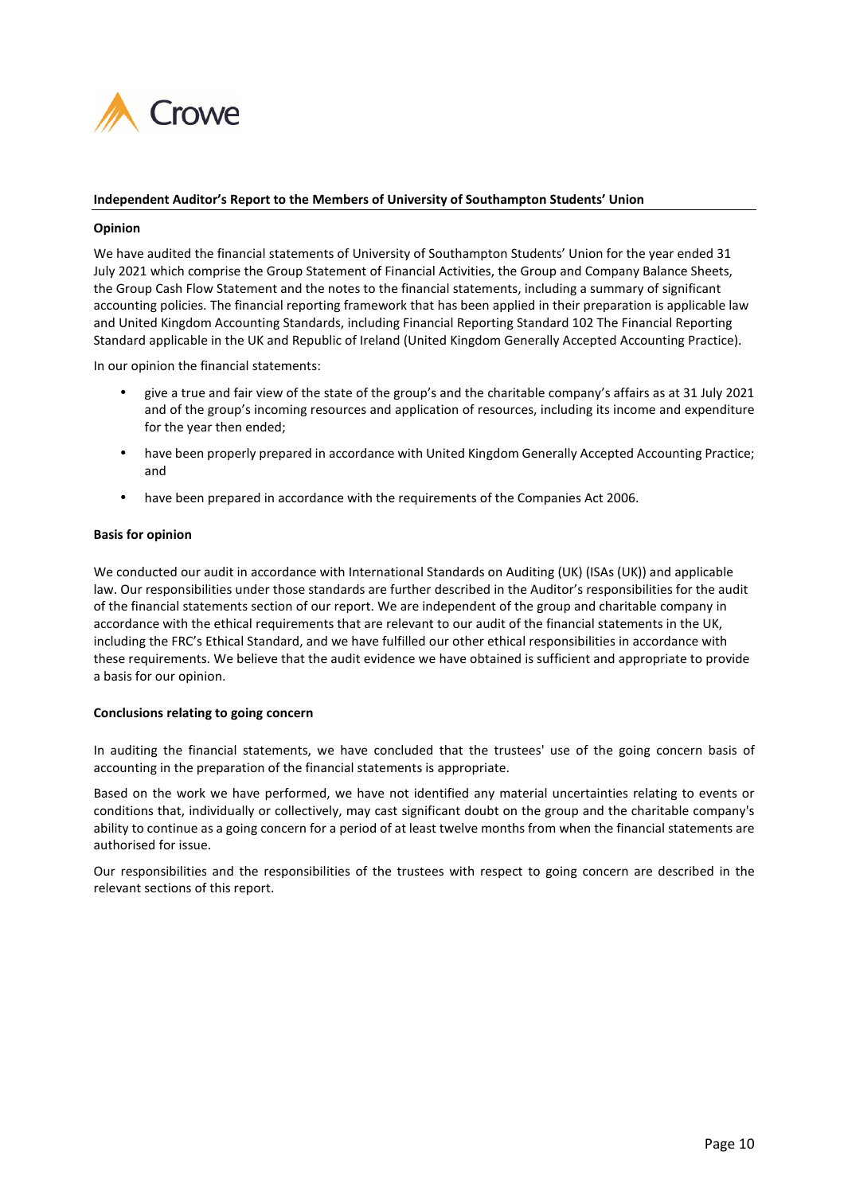## Independent Auditor's Report to the Members of University of Southampton Students' Union

### Opinion

We have audited the financial statements of University of Southampton Students' Union for the year ended 31 July 2021 which comprise the Group Statement of Financial Activities, the Group and Company Balance Sheets, the Group Cash Flow Statement and the notes to the financial statements, including a summary of significant accounting policies. The financial reporting framework that has been applied in their preparation is applicable law and United Kingdom Accounting Standards, including Financial Reporting Standard 102 The Financial Reporting Standard applicable in the UK and Republic of Ireland (United Kingdom Generally Accepted Accounting Practice).

In our opinion the financial statements:

- give a true and fair view of the state of the group's and the charitable company's affairs as at 31 July 2021 and of the group's incoming resources and application of resources, including its income and expenditure for the year then ended;
- have been properly prepared in accordance with United Kingdom Generally Accepted Accounting Practice; and
- have been prepared in accordance with the requirements of the Companies Act 2006.

### Basis for opinion

We conducted our audit in accordance with International Standards on Auditing (UK) (ISAs (UK)) and applicable law. Our responsibilities under those standards are further described in the Auditor's responsibilities for the audit of the financial statements section of our report. We are independent of the group and charitable company in accordance with the ethical requirements that are relevant to our audit of the financial statements in the UK, including the FRC's Ethical Standard, and we have fulfilled our other ethical responsibilities in accordance with these requirements. We believe that the audit evidence we have obtained is sufficient and appropriate to provide a basis for our opinion.

### Conclusions relating to going concern

In auditing the financial statements, we have concluded that the trustees' use of the going concern basis of accounting in the preparation of the financial statements is appropriate.

Based on the work we have performed, we have not identified any material uncertainties relating to events or conditions that, individually or collectively, may cast significant doubt on the group and the charitable company's ability to continue as a going concern for a period of at least twelve months from when the financial statements are authorised for issue.

Our responsibilities and the responsibilities of the trustees with respect to going concern are described in the relevant sections of this report.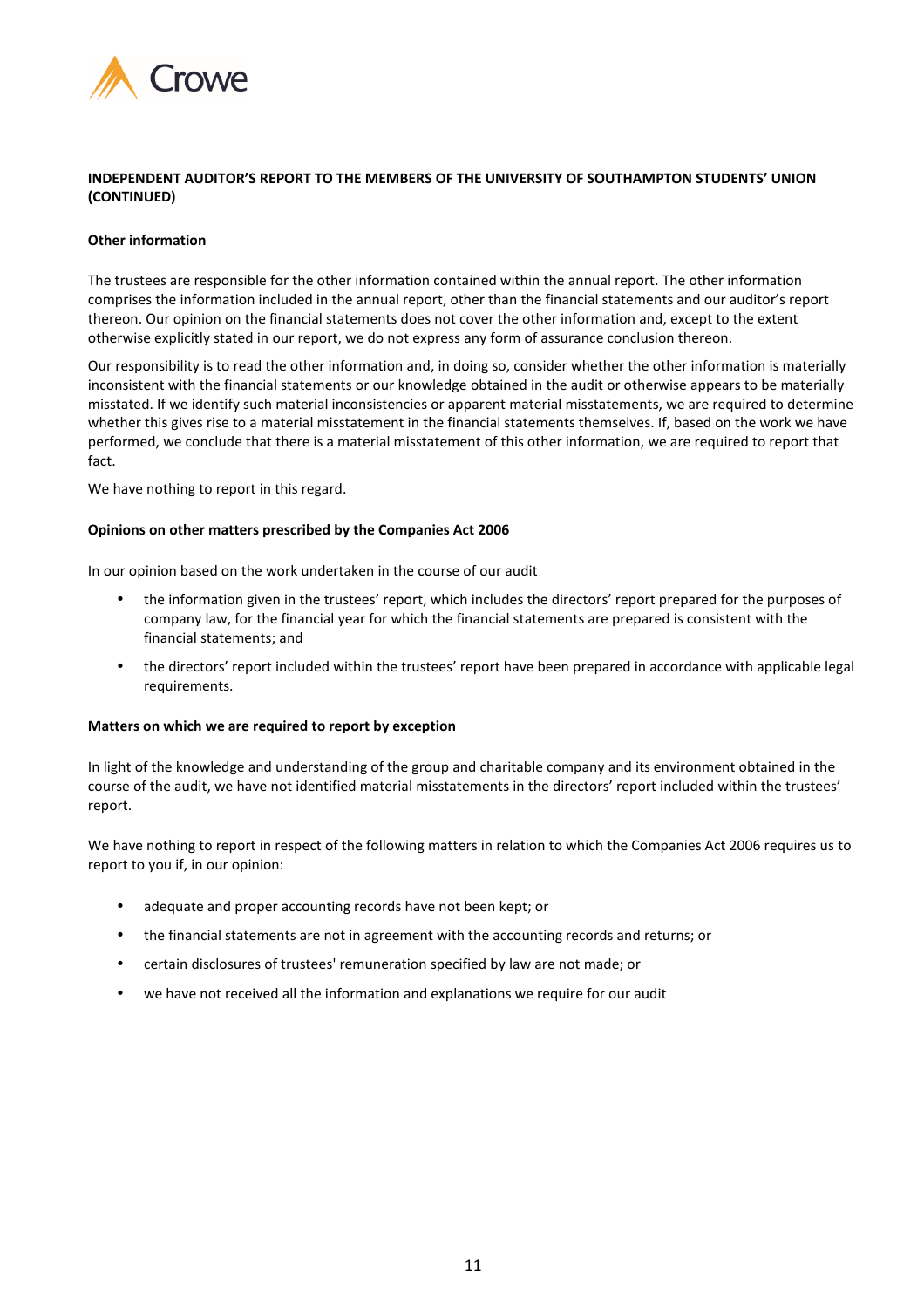**INDEPENDENT AUDITOR'S REPORT TO THE MEMBERS OF THE UNIVERSITY OF SOUTHAMPTON STUDENTS' UNION (CONTINUED)**

**Other information**

The trustees are responsible for the other information contained within the annual report. The other information comprises the information included in the annual report, other than the financial statements and our auditor's report thereon. Our opinion on the financial statements does not cover the other information and, except to the extent otherwise explicitly stated in our report, we do not express any form of assurance conclusion thereon.

Our responsibility is to read the other information and, in doing so, consider whether the other information is materially inconsistent with the financial statements or our knowledge obtained in the audit or otherwise appears to be materially misstated. If we identify such material inconsistencies or apparent material misstatements, we are required to determine whether this gives rise to a material misstatement in the financial statements themselves. If, based on the work we have performed, we conclude that there is a material misstatement of this other information, we are required to report that fact.

We have nothing to report in this regard.

**Opinions on other matters prescribed by the Companies Act 2006**

In our opinion based on the work undertaken in the course of our audit

- the information given in the trustees' report, which includes the directors' report prepared for the purposes of company law, for the financial year for which the financial statements are prepared is consistent with the financial statements; and
- the directors' report included within the trustees' report have been prepared in accordance with applicable legal requirements.

**Matters on which we are required to report by exception**

In light of the knowledge and understanding of the group and charitable company and its environment obtained in the course of the audit, we have not identified material misstatements in the directors' report included within the trustees' report.

We have nothing to report in respect of the following matters in relation to which the Companies Act 2006 requires us to report to you if, in our opinion:

- adequate and proper accounting records have not been kept; or
- the financial statements are not in agreement with the accounting records and returns; or
- certain disclosures of trustees' remuneration specified by law are not made; or
- we have not received all the information and explanations we require for our audit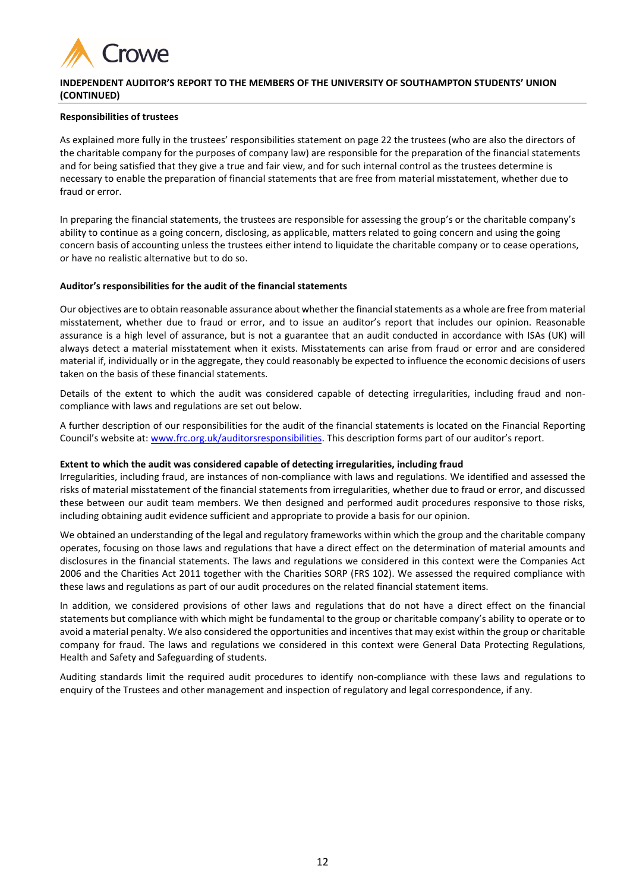**INDEPENDENT AUDITOR'S REPORT TO THE MEMBERS OF THE UNIVERSITY OF SOUTHAMPTON STUDENTS' UNION (CONTINUED)**

**Responsibilities of trustees**

As explained more fully in the trustees' responsibilities statement on page 22 the trustees (who are also the directors of the charitable company for the purposes of company law) are responsible for the preparation of the financial statements and for being satisfied that they give a true and fair view, and for such internal control as the trustees determine is necessary to enable the preparation of financial statements that are free from material misstatement, whether due to fraud or error.

In preparing the financial statements, the trustees are responsible for assessing the group's or the charitable company's ability to continue as a going concern, disclosing, as applicable, matters related to going concern and using the going concern basis of accounting unless the trustees either intend to liquidate the charitable company or to cease operations, or have no realistic alternative but to do so.

**Auditor's responsibilities for the audit of the financial statements**

Our objectives are to obtain reasonable assurance about whether the financial statements as a whole are free from material misstatement, whether due to fraud or error, and to issue an auditor's report that includes our opinion. Reasonable assurance is a high level of assurance, but is not a guarantee that an audit conducted in accordance with ISAs (UK) will always detect a material misstatement when it exists. Misstatements can arise from fraud or error and are considered material if, individually or in the aggregate, they could reasonably be expected to influence the economic decisions of users taken on the basis of these financial statements.

Details of the extent to which the audit was considered capable of detecting irregularities, including fraud and non-compliance with laws and regulations are set out below.

A further description of our responsibilities for the audit of the financial statements is located on the Financial Reporting Council's website at: [www.frc.org.uk/auditorsresponsibilities](http://www.frc.org.uk/auditorsresponsibilities). This description forms part of our auditor's report.

**Extent to which the audit was considered capable of detecting irregularities, including fraud**

Irregularities, including fraud, are instances of non-compliance with laws and regulations. We identified and assessed the risks of material misstatement of the financial statements from irregularities, whether due to fraud or error, and discussed these between our audit team members. We then designed and performed audit procedures responsive to those risks, including obtaining audit evidence sufficient and appropriate to provide a basis for our opinion.

We obtained an understanding of the legal and regulatory frameworks within which the group and the charitable company operates, focusing on those laws and regulations that have a direct effect on the determination of material amounts and disclosures in the financial statements. The laws and regulations we considered in this context were the Companies Act 2006 and the Charities Act 2011 together with the Charities SORP (FRS 102). We assessed the required compliance with these laws and regulations as part of our audit procedures on the related financial statement items.

In addition, we considered provisions of other laws and regulations that do not have a direct effect on the financial statements but compliance with which might be fundamental to the group or charitable company's ability to operate or to avoid a material penalty. We also considered the opportunities and incentives that may exist within the group or charitable company for fraud. The laws and regulations we considered in this context were General Data Protecting Regulations, Health and Safety and Safeguarding of students.

Auditing standards limit the required audit procedures to identify non-compliance with these laws and regulations to enquiry of the Trustees and other management and inspection of regulatory and legal correspondence, if any.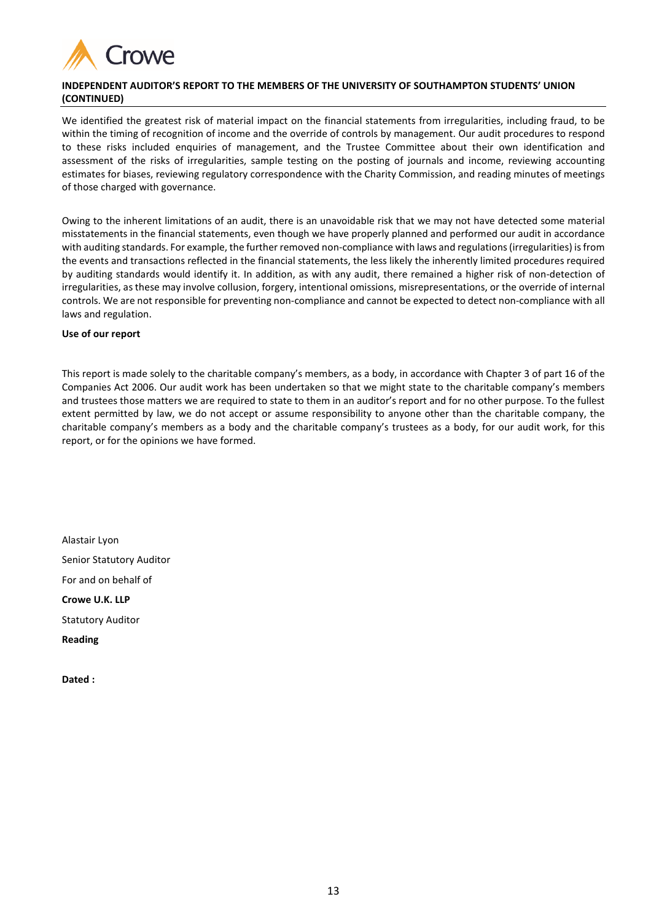**INDEPENDENT AUDITOR'S REPORT TO THE MEMBERS OF THE UNIVERSITY OF SOUTHAMPTON STUDENTS' UNION (CONTINUED)**

We identified the greatest risk of material impact on the financial statements from irregularities, including fraud, to be within the timing of recognition of income and the override of controls by management. Our audit procedures to respond to these risks included enquiries of management, and the Trustee Committee about their own identification and assessment of the risks of irregularities, sample testing on the posting of journals and income, reviewing accounting estimates for biases, reviewing regulatory correspondence with the Charity Commission, and reading minutes of meetings of those charged with governance.

Owing to the inherent limitations of an audit, there is an unavoidable risk that we may not have detected some material misstatements in the financial statements, even though we have properly planned and performed our audit in accordance with auditing standards. For example, the further removed non-compliance with laws and regulations (irregularities) is from the events and transactions reflected in the financial statements, the less likely the inherently limited procedures required by auditing standards would identify it. In addition, as with any audit, there remained a higher risk of non-detection of irregularities, as these may involve collusion, forgery, intentional omissions, misrepresentations, or the override of internal controls. We are not responsible for preventing non-compliance and cannot be expected to detect non-compliance with all laws and regulation.

**Use of our report**

This report is made solely to the charitable company's members, as a body, in accordance with Chapter 3 of part 16 of the Companies Act 2006. Our audit work has been undertaken so that we might state to the charitable company's members and trustees those matters we are required to state to them in an auditor's report and for no other purpose. To the fullest extent permitted by law, we do not accept or assume responsibility to anyone other than the charitable company, the charitable company's members as a body and the charitable company's trustees as a body, for our audit work, for this report, or for the opinions we have formed.

Alastair Lyon

Senior Statutory Auditor

For and on behalf of

**Crowe U.K. LLP**

Statutory Auditor

**Reading**

**Dated :**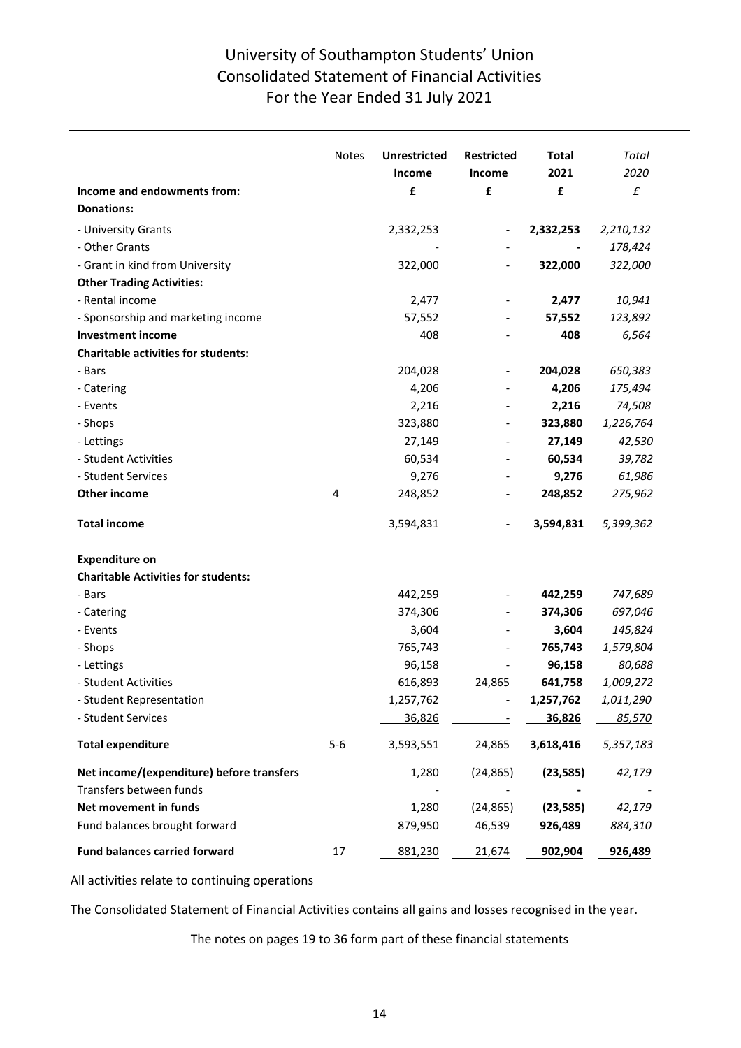# University of Southampton Students' Union
## Consolidated Statement of Financial Activities
## For the Year Ended 31 July 2021

| | Notes | Unrestricted Income | Restricted Income | Total 2021 | *Total 2020* |
|---|---|---|---|---|---|
| **Income and endowments from:** | | **£** | **£** | **£** | *£* |
| **Donations:** | | | | | |
| - University Grants | | 2,332,253 | - | **2,332,253** | *2,210,132* |
| - Other Grants | | - | - | **-** | *178,424* |
| - Grant in kind from University | | 322,000 | - | **322,000** | *322,000* |
| **Other Trading Activities:** | | | | | |
| - Rental income | | 2,477 | - | **2,477** | *10,941* |
| - Sponsorship and marketing income | | 57,552 | - | **57,552** | *123,892* |
| **Investment income** | | 408 | - | **408** | *6,564* |
| **Charitable activities for students:** | | | | | |
| - Bars | | 204,028 | - | **204,028** | *650,383* |
| - Catering | | 4,206 | - | **4,206** | *175,494* |
| - Events | | 2,216 | - | **2,216** | *74,508* |
| - Shops | | 323,880 | - | **323,880** | *1,226,764* |
| - Lettings | | 27,149 | - | **27,149** | *42,530* |
| - Student Activities | | 60,534 | - | **60,534** | *39,782* |
| - Student Services | | 9,276 | - | **9,276** | *61,986* |
| **Other income** | 4 | 248,852 | - | **248,852** | *275,962* |
| **Total income** | | 3,594,831 | - | **3,594,831** | *5,399,362* |
| | | | | | |
| **Expenditure on** | | | | | |
| **Charitable Activities for students:** | | | | | |
| - Bars | | 442,259 | - | **442,259** | *747,689* |
| - Catering | | 374,306 | - | **374,306** | *697,046* |
| - Events | | 3,604 | - | **3,604** | *145,824* |
| - Shops | | 765,743 | - | **765,743** | *1,579,804* |
| - Lettings | | 96,158 | - | **96,158** | *80,688* |
| - Student Activities | | 616,893 | 24,865 | **641,758** | *1,009,272* |
| - Student Representation | | 1,257,762 | - | **1,257,762** | *1,011,290* |
| - Student Services | | 36,826 | - | **36,826** | *85,570* |
| **Total expenditure** | 5-6 | 3,593,551 | 24,865 | **3,618,416** | *5,357,183* |
| | | | | | |
| **Net income/(expenditure) before transfers** | | 1,280 | (24,865) | **(23,585)** | *42,179* |
| Transfers between funds | | - | - | **-** | *-* |
| **Net movement in funds** | | 1,280 | (24,865) | **(23,585)** | *42,179* |
| Fund balances brought forward | | 879,950 | 46,539 | **926,489** | *884,310* |
| **Fund balances carried forward** | 17 | 881,230 | 21,674 | **902,904** | **926,489** |

All activities relate to continuing operations

The Consolidated Statement of Financial Activities contains all gains and losses recognised in the year.

The notes on pages 19 to 36 form part of these financial statements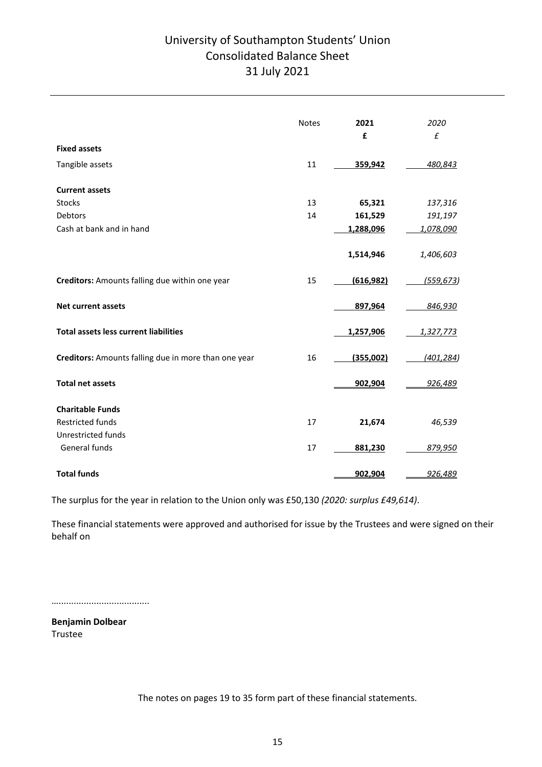# University of Southampton Students' Union
## Consolidated Balance Sheet
## 31 July 2021

| | Notes | 2021 £ | *2020 £* |
|---|---|---|---|
| **Fixed assets** | | | |
| Tangible assets | 11 | **359,942** | *480,843* |
| **Current assets** | | | |
| Stocks | 13 | **65,321** | *137,316* |
| Debtors | 14 | **161,529** | *191,197* |
| Cash at bank and in hand | | **1,288,096** | *1,078,090* |
| | | **1,514,946** | *1,406,603* |
| **Creditors:** Amounts falling due within one year | 15 | **(616,982)** | *(559,673)* |
| **Net current assets** | | **897,964** | *846,930* |
| **Total assets less current liabilities** | | **1,257,906** | *1,327,773* |
| **Creditors:** Amounts falling due in more than one year | 16 | **(355,002)** | *(401,284)* |
| **Total net assets** | | **902,904** | *926,489* |
| **Charitable Funds** | | | |
| Restricted funds | 17 | **21,674** | *46,539* |
| Unrestricted funds | | | |
| General funds | 17 | **881,230** | *879,950* |
| **Total funds** | | **902,904** | *926,489* |

The surplus for the year in relation to the Union only was £50,130 *(2020: surplus £49,614)*.

These financial statements were approved and authorised for issue by the Trustees and were signed on their behalf on

.......................................

**Benjamin Dolbear**
Trustee

The notes on pages 19 to 35 form part of these financial statements.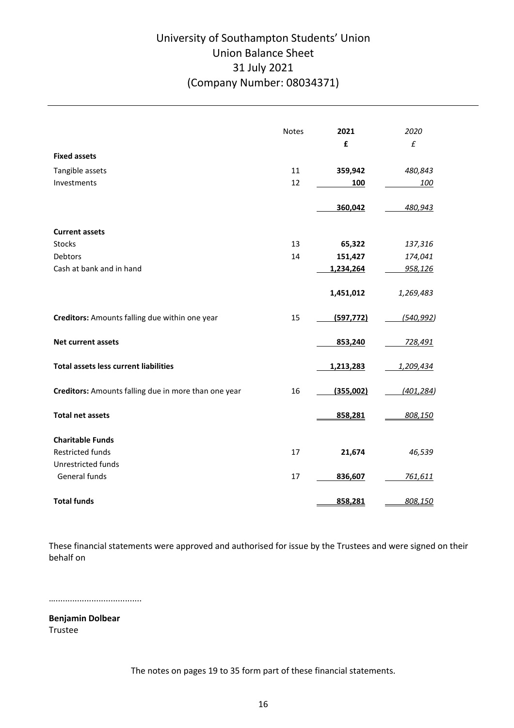# University of Southampton Students' Union
## Union Balance Sheet
## 31 July 2021
## (Company Number: 08034371)

| | Notes | 2021 | *2020* |
|---|---|---|---|
| | | **£** | *£* |
| **Fixed assets** | | | |
| Tangible assets | 11 | **359,942** | *480,843* |
| Investments | 12 | **100** | *100* |
| | | **360,042** | *480,943* |
| **Current assets** | | | |
| Stocks | 13 | **65,322** | *137,316* |
| Debtors | 14 | **151,427** | *174,041* |
| Cash at bank and in hand | | **1,234,264** | *958,126* |
| | | **1,451,012** | *1,269,483* |
| **Creditors:** Amounts falling due within one year | 15 | **(597,772)** | *(540,992)* |
| **Net current assets** | | **853,240** | *728,491* |
| **Total assets less current liabilities** | | **1,213,283** | *1,209,434* |
| **Creditors:** Amounts falling due in more than one year | 16 | **(355,002)** | *(401,284)* |
| **Total net assets** | | **858,281** | *808,150* |
| **Charitable Funds** | | | |
| Restricted funds | 17 | **21,674** | *46,539* |
| Unrestricted funds | | | |
| General funds | 17 | **836,607** | *761,611* |
| **Total funds** | | **858,281** | *808,150* |

These financial statements were approved and authorised for issue by the Trustees and were signed on their behalf on

......................................

**Benjamin Dolbear**
Trustee

The notes on pages 19 to 35 form part of these financial statements.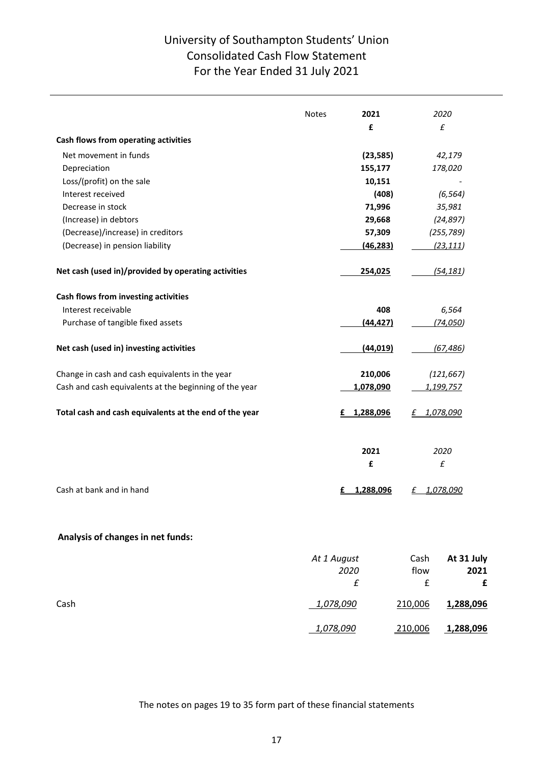# University of Southampton Students' Union
## Consolidated Cash Flow Statement
### For the Year Ended 31 July 2021

| | Notes | 2021 | *2020* |
|---|---|---|---|
| | | £ | *£* |
| **Cash flows from operating activities** | | | |
| Net movement in funds | | **(23,585)** | *42,179* |
| Depreciation | | **155,177** | *178,020* |
| Loss/(profit) on the sale | | **10,151** | *-* |
| Interest received | | **(408)** | *(6,564)* |
| Decrease in stock | | **71,996** | *35,981* |
| (Increase) in debtors | | **29,668** | *(24,897)* |
| (Decrease)/increase) in creditors | | **57,309** | *(255,789)* |
| (Decrease) in pension liability | | **(46,283)** | *(23,111)* |
| **Net cash (used in)/provided by operating activities** | | **254,025** | *(54,181)* |
| **Cash flows from investing activities** | | | |
| Interest receivable | | **408** | *6,564* |
| Purchase of tangible fixed assets | | **(44,427)** | *(74,050)* |
| **Net cash (used in) investing activities** | | **(44,019)** | *(67,486)* |
| Change in cash and cash equivalents in the year | | **210,006** | *(121,667)* |
| Cash and cash equivalents at the beginning of the year | | **1,078,090** | *1,199,757* |
| **Total cash and cash equivalents at the end of the year** | | **£ 1,288,096** | *£ 1,078,090* |

| | 2021 | *2020* |
|---|---|---|
| | £ | *£* |
| Cash at bank and in hand | **£ 1,288,096** | *£ 1,078,090* |

**Analysis of changes in net funds:**

| | *At 1 August 2020* | Cash flow | **At 31 July 2021** |
|---|---|---|---|
| | *£* | £ | **£** |
| Cash | *1,078,090* | 210,006 | **1,288,096** |
| | *1,078,090* | 210,006 | **1,288,096** |

The notes on pages 19 to 35 form part of these financial statements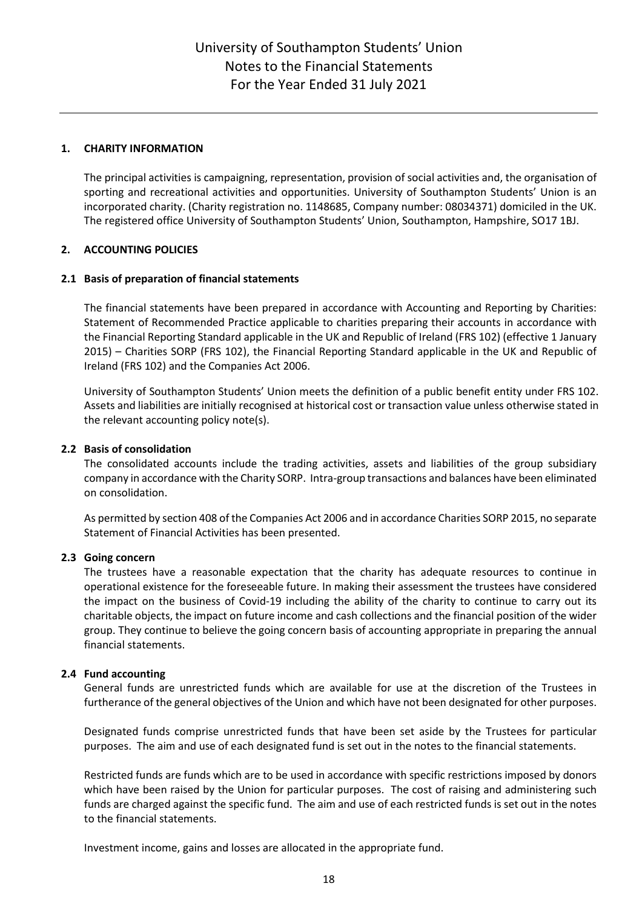# University of Southampton Students' Union
# Notes to the Financial Statements
# For the Year Ended 31 July 2021

## 1. CHARITY INFORMATION

The principal activities is campaigning, representation, provision of social activities and, the organisation of sporting and recreational activities and opportunities. University of Southampton Students' Union is an incorporated charity. (Charity registration no. 1148685, Company number: 08034371) domiciled in the UK. The registered office University of Southampton Students' Union, Southampton, Hampshire, SO17 1BJ.

## 2. ACCOUNTING POLICIES

### 2.1 Basis of preparation of financial statements

The financial statements have been prepared in accordance with Accounting and Reporting by Charities: Statement of Recommended Practice applicable to charities preparing their accounts in accordance with the Financial Reporting Standard applicable in the UK and Republic of Ireland (FRS 102) (effective 1 January 2015) – Charities SORP (FRS 102), the Financial Reporting Standard applicable in the UK and Republic of Ireland (FRS 102) and the Companies Act 2006.

University of Southampton Students' Union meets the definition of a public benefit entity under FRS 102. Assets and liabilities are initially recognised at historical cost or transaction value unless otherwise stated in the relevant accounting policy note(s).

### 2.2 Basis of consolidation

The consolidated accounts include the trading activities, assets and liabilities of the group subsidiary company in accordance with the Charity SORP. Intra-group transactions and balances have been eliminated on consolidation.

As permitted by section 408 of the Companies Act 2006 and in accordance Charities SORP 2015, no separate Statement of Financial Activities has been presented.

### 2.3 Going concern

The trustees have a reasonable expectation that the charity has adequate resources to continue in operational existence for the foreseeable future. In making their assessment the trustees have considered the impact on the business of Covid-19 including the ability of the charity to continue to carry out its charitable objects, the impact on future income and cash collections and the financial position of the wider group. They continue to believe the going concern basis of accounting appropriate in preparing the annual financial statements.

### 2.4 Fund accounting

General funds are unrestricted funds which are available for use at the discretion of the Trustees in furtherance of the general objectives of the Union and which have not been designated for other purposes.

Designated funds comprise unrestricted funds that have been set aside by the Trustees for particular purposes. The aim and use of each designated fund is set out in the notes to the financial statements.

Restricted funds are funds which are to be used in accordance with specific restrictions imposed by donors which have been raised by the Union for particular purposes. The cost of raising and administering such funds are charged against the specific fund. The aim and use of each restricted funds is set out in the notes to the financial statements.

Investment income, gains and losses are allocated in the appropriate fund.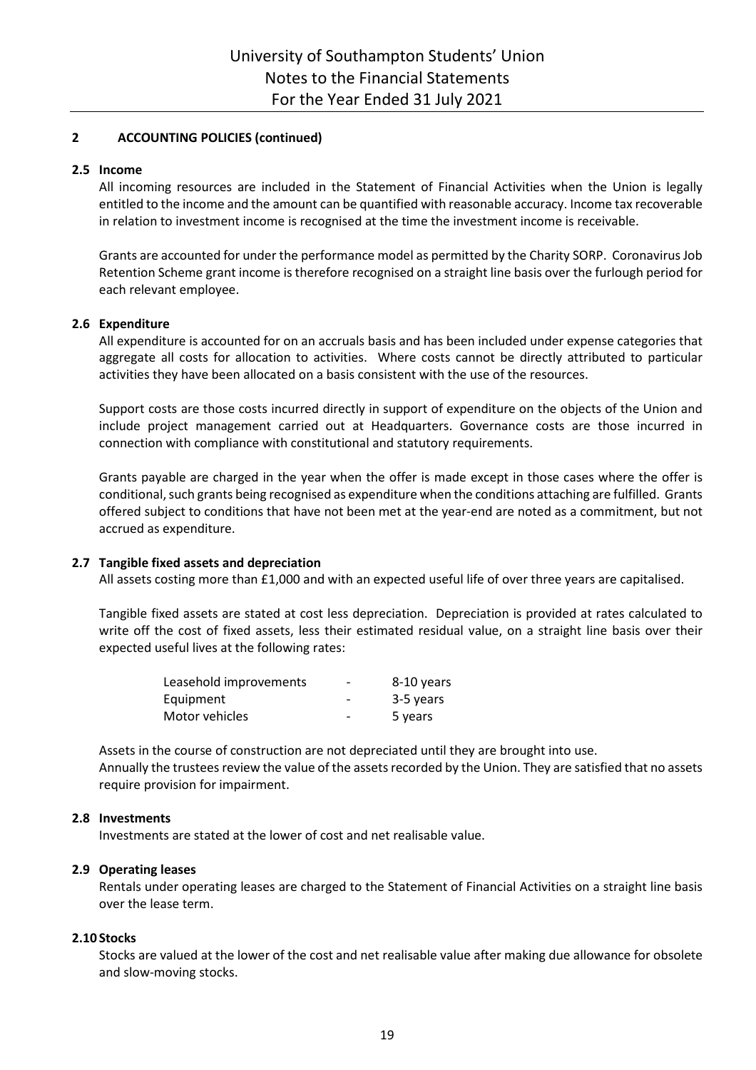## 2 ACCOUNTING POLICIES (continued)

### 2.5 Income

All incoming resources are included in the Statement of Financial Activities when the Union is legally entitled to the income and the amount can be quantified with reasonable accuracy. Income tax recoverable in relation to investment income is recognised at the time the investment income is receivable.

Grants are accounted for under the performance model as permitted by the Charity SORP. Coronavirus Job Retention Scheme grant income is therefore recognised on a straight line basis over the furlough period for each relevant employee.

### 2.6 Expenditure

All expenditure is accounted for on an accruals basis and has been included under expense categories that aggregate all costs for allocation to activities. Where costs cannot be directly attributed to particular activities they have been allocated on a basis consistent with the use of the resources.

Support costs are those costs incurred directly in support of expenditure on the objects of the Union and include project management carried out at Headquarters. Governance costs are those incurred in connection with compliance with constitutional and statutory requirements.

Grants payable are charged in the year when the offer is made except in those cases where the offer is conditional, such grants being recognised as expenditure when the conditions attaching are fulfilled. Grants offered subject to conditions that have not been met at the year-end are noted as a commitment, but not accrued as expenditure.

### 2.7 Tangible fixed assets and depreciation

All assets costing more than £1,000 and with an expected useful life of over three years are capitalised.

Tangible fixed assets are stated at cost less depreciation. Depreciation is provided at rates calculated to write off the cost of fixed assets, less their estimated residual value, on a straight line basis over their expected useful lives at the following rates:

| | | |
|---|---|---|
| Leasehold improvements | - | 8-10 years |
| Equipment | - | 3-5 years |
| Motor vehicles | - | 5 years |

Assets in the course of construction are not depreciated until they are brought into use.
Annually the trustees review the value of the assets recorded by the Union. They are satisfied that no assets require provision for impairment.

### 2.8 Investments

Investments are stated at the lower of cost and net realisable value.

### 2.9 Operating leases

Rentals under operating leases are charged to the Statement of Financial Activities on a straight line basis over the lease term.

### 2.10 Stocks

Stocks are valued at the lower of the cost and net realisable value after making due allowance for obsolete and slow-moving stocks.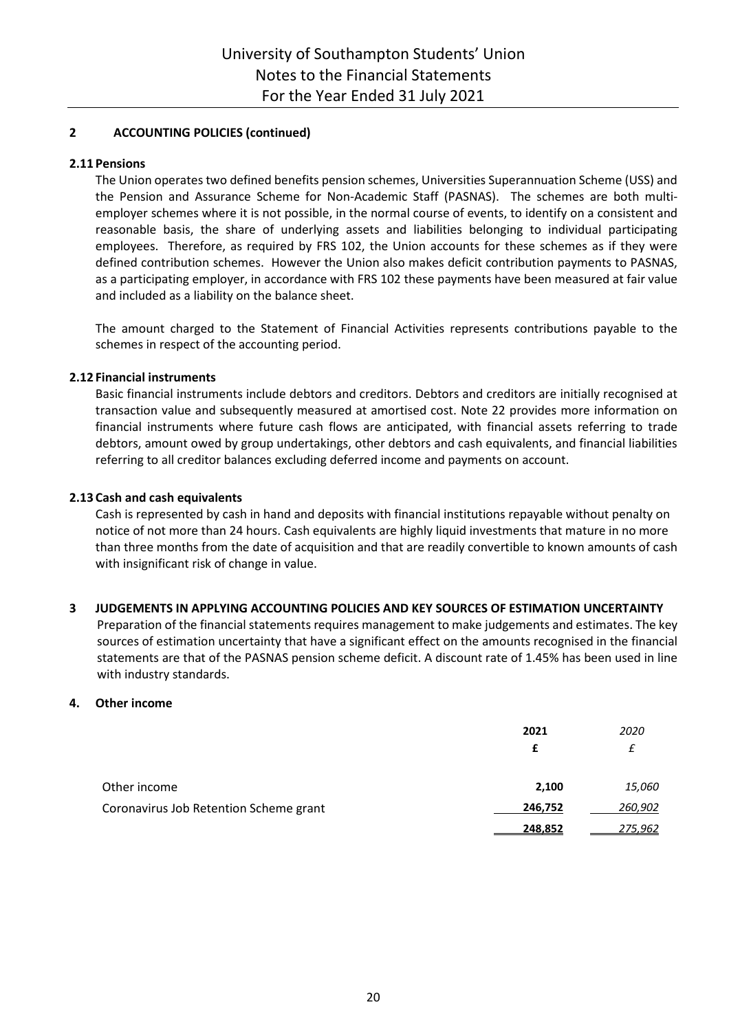## 2 ACCOUNTING POLICIES (continued)

### 2.11 Pensions

The Union operates two defined benefits pension schemes, Universities Superannuation Scheme (USS) and the Pension and Assurance Scheme for Non-Academic Staff (PASNAS). The schemes are both multi-employer schemes where it is not possible, in the normal course of events, to identify on a consistent and reasonable basis, the share of underlying assets and liabilities belonging to individual participating employees. Therefore, as required by FRS 102, the Union accounts for these schemes as if they were defined contribution schemes. However the Union also makes deficit contribution payments to PASNAS, as a participating employer, in accordance with FRS 102 these payments have been measured at fair value and included as a liability on the balance sheet.

The amount charged to the Statement of Financial Activities represents contributions payable to the schemes in respect of the accounting period.

### 2.12 Financial instruments

Basic financial instruments include debtors and creditors. Debtors and creditors are initially recognised at transaction value and subsequently measured at amortised cost. Note 22 provides more information on financial instruments where future cash flows are anticipated, with financial assets referring to trade debtors, amount owed by group undertakings, other debtors and cash equivalents, and financial liabilities referring to all creditor balances excluding deferred income and payments on account.

### 2.13 Cash and cash equivalents

Cash is represented by cash in hand and deposits with financial institutions repayable without penalty on notice of not more than 24 hours. Cash equivalents are highly liquid investments that mature in no more than three months from the date of acquisition and that are readily convertible to known amounts of cash with insignificant risk of change in value.

## 3 JUDGEMENTS IN APPLYING ACCOUNTING POLICIES AND KEY SOURCES OF ESTIMATION UNCERTAINTY

Preparation of the financial statements requires management to make judgements and estimates. The key sources of estimation uncertainty that have a significant effect on the amounts recognised in the financial statements are that of the PASNAS pension scheme deficit. A discount rate of 1.45% has been used in line with industry standards.

## 4. Other income

| | **2021** | *2020* |
|---|---|---|
| | **£** | *£* |
| Other income | **2,100** | *15,060* |
| Coronavirus Job Retention Scheme grant | **246,752** | *260,902* |
| | **248,852** | *275,962* |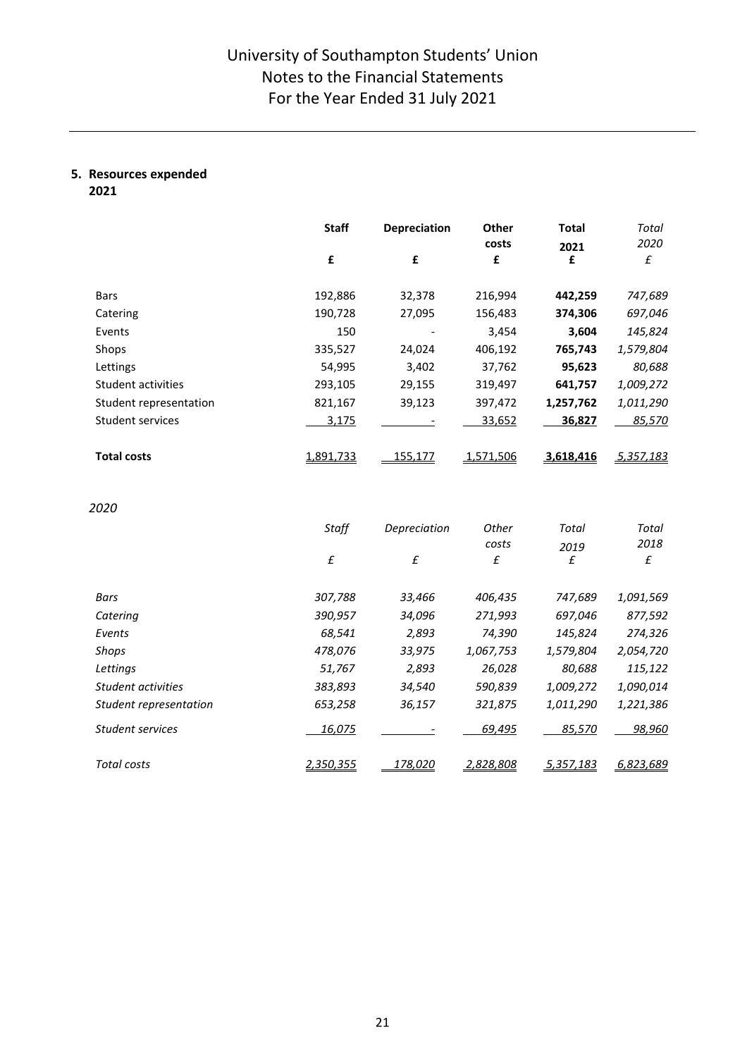### 5. Resources expended

**2021**

| | **Staff** | **Depreciation** | **Other costs** | **Total 2021** | *Total 2020* |
|---|---|---|---|---|---|
| | **£** | **£** | **£** | **£** | *£* |
| Bars | 192,886 | 32,378 | 216,994 | **442,259** | *747,689* |
| Catering | 190,728 | 27,095 | 156,483 | **374,306** | *697,046* |
| Events | 150 | - | 3,454 | **3,604** | *145,824* |
| Shops | 335,527 | 24,024 | 406,192 | **765,743** | *1,579,804* |
| Lettings | 54,995 | 3,402 | 37,762 | **95,623** | *80,688* |
| Student activities | 293,105 | 29,155 | 319,497 | **641,757** | *1,009,272* |
| Student representation | 821,167 | 39,123 | 397,472 | **1,257,762** | *1,011,290* |
| Student services | 3,175 | - | 33,652 | **36,827** | *85,570* |
| **Total costs** | 1,891,733 | 155,177 | 1,571,506 | **3,618,416** | *5,357,183* |

*2020*

| | *Staff* | *Depreciation* | *Other costs* | *Total 2019* | *Total 2018* |
|---|---|---|---|---|---|
| | *£* | *£* | *£* | *£* | *£* |
| *Bars* | *307,788* | *33,466* | *406,435* | *747,689* | *1,091,569* |
| *Catering* | *390,957* | *34,096* | *271,993* | *697,046* | *877,592* |
| *Events* | *68,541* | *2,893* | *74,390* | *145,824* | *274,326* |
| *Shops* | *478,076* | *33,975* | *1,067,753* | *1,579,804* | *2,054,720* |
| *Lettings* | *51,767* | *2,893* | *26,028* | *80,688* | *115,122* |
| *Student activities* | *383,893* | *34,540* | *590,839* | *1,009,272* | *1,090,014* |
| *Student representation* | *653,258* | *36,157* | *321,875* | *1,011,290* | *1,221,386* |
| *Student services* | *16,075* | *-* | *69,495* | *85,570* | *98,960* |
| *Total costs* | *2,350,355* | *178,020* | *2,828,808* | *5,357,183* | *6,823,689* |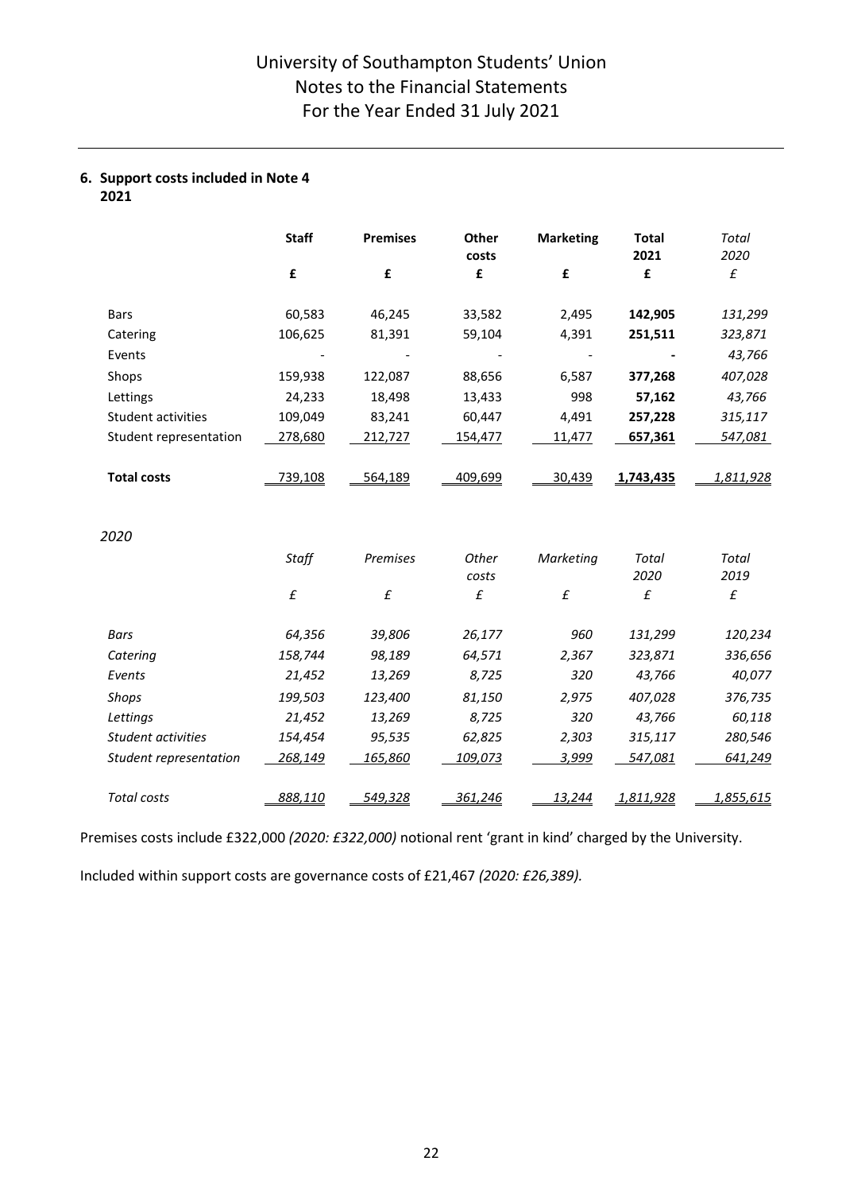## 6. Support costs included in Note 4

**2021**

| | **Staff** | **Premises** | **Other costs** | **Marketing** | **Total 2021** | *Total 2020* |
|---|---|---|---|---|---|---|
| | **£** | **£** | **£** | **£** | **£** | *£* |
| Bars | 60,583 | 46,245 | 33,582 | 2,495 | **142,905** | *131,299* |
| Catering | 106,625 | 81,391 | 59,104 | 4,391 | **251,511** | *323,871* |
| Events | - | - | - | - | **-** | *43,766* |
| Shops | 159,938 | 122,087 | 88,656 | 6,587 | **377,268** | *407,028* |
| Lettings | 24,233 | 18,498 | 13,433 | 998 | **57,162** | *43,766* |
| Student activities | 109,049 | 83,241 | 60,447 | 4,491 | **257,228** | *315,117* |
| Student representation | 278,680 | 212,727 | 154,477 | 11,477 | **657,361** | *547,081* |
| **Total costs** | 739,108 | 564,189 | 409,699 | 30,439 | **1,743,435** | *1,811,928* |

*2020*

| | *Staff* | *Premises* | *Other costs* | *Marketing* | *Total 2020* | *Total 2019* |
|---|---|---|---|---|---|---|
| | *£* | *£* | *£* | *£* | *£* | *£* |
| *Bars* | *64,356* | *39,806* | *26,177* | *960* | *131,299* | *120,234* |
| *Catering* | *158,744* | *98,189* | *64,571* | *2,367* | *323,871* | *336,656* |
| *Events* | *21,452* | *13,269* | *8,725* | *320* | *43,766* | *40,077* |
| *Shops* | *199,503* | *123,400* | *81,150* | *2,975* | *407,028* | *376,735* |
| *Lettings* | *21,452* | *13,269* | *8,725* | *320* | *43,766* | *60,118* |
| *Student activities* | *154,454* | *95,535* | *62,825* | *2,303* | *315,117* | *280,546* |
| *Student representation* | *268,149* | *165,860* | *109,073* | *3,999* | *547,081* | *641,249* |
| *Total costs* | *888,110* | *549,328* | *361,246* | *13,244* | *1,811,928* | *1,855,615* |

Premises costs include £322,000 *(2020: £322,000)* notional rent 'grant in kind' charged by the University.

Included within support costs are governance costs of £21,467 *(2020: £26,389).*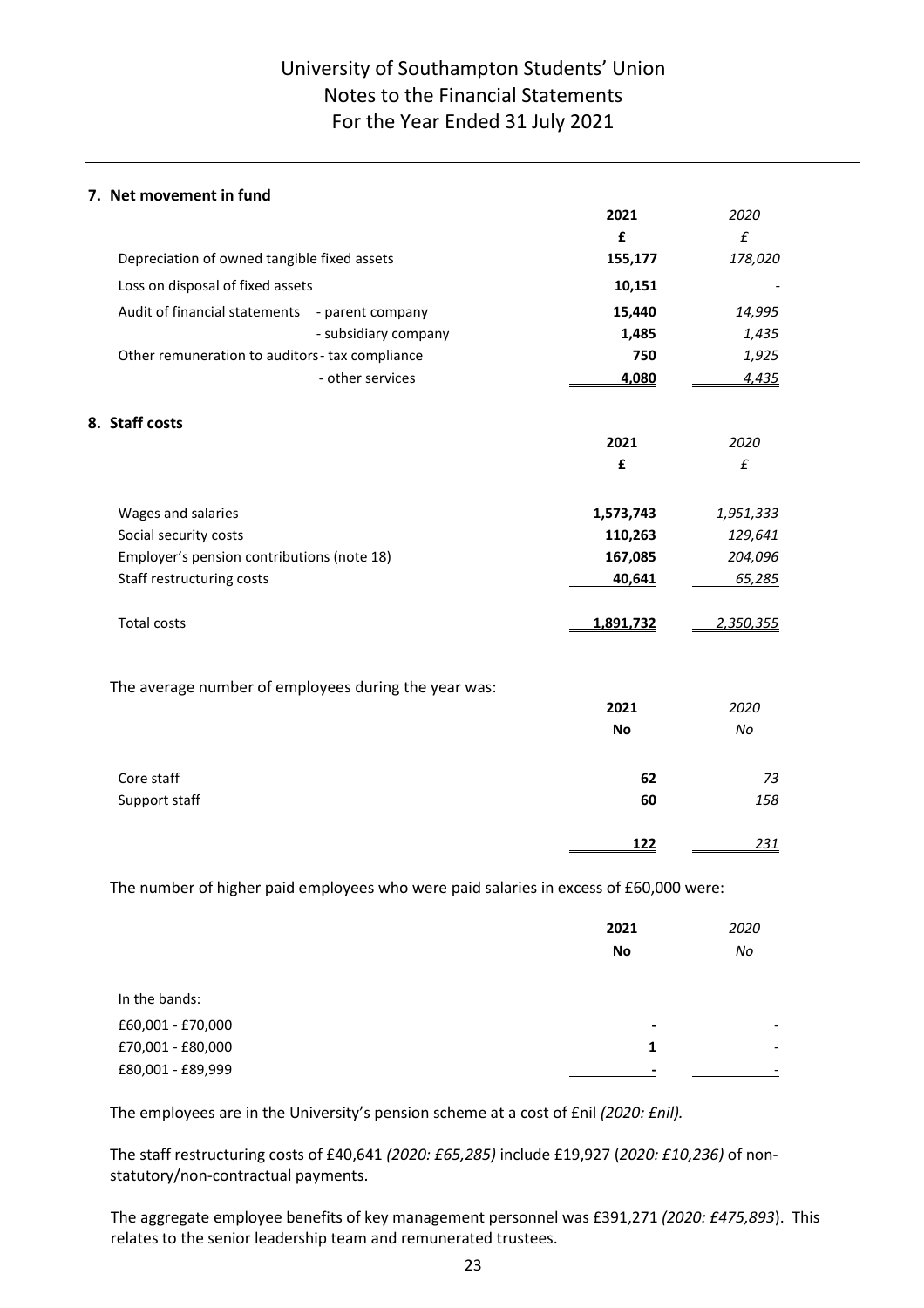## 7. Net movement in fund

| | 2021 | *2020* |
|---|---|---|
| | **£** | *£* |
| Depreciation of owned tangible fixed assets | **155,177** | *178,020* |
| Loss on disposal of fixed assets | **10,151** | - |
| Audit of financial statements - parent company | **15,440** | *14,995* |
| - subsidiary company | **1,485** | *1,435* |
| Other remuneration to auditors - tax compliance | **750** | *1,925* |
| - other services | **4,080** | *4,435* |

## 8. Staff costs

| | 2021 | *2020* |
|---|---|---|
| | **£** | *£* |
| Wages and salaries | **1,573,743** | *1,951,333* |
| Social security costs | **110,263** | *129,641* |
| Employer's pension contributions (note 18) | **167,085** | *204,096* |
| Staff restructuring costs | **40,641** | *65,285* |
| Total costs | **1,891,732** | *2,350,355* |

The average number of employees during the year was:

| | 2021 | *2020* |
|---|---|---|
| | **No** | *No* |
| Core staff | **62** | *73* |
| Support staff | **60** | *158* |
| | **122** | *231* |

The number of higher paid employees who were paid salaries in excess of £60,000 were:

| | 2021 | *2020* |
|---|---|---|
| | **No** | *No* |
| In the bands: | | |
| £60,001 - £70,000 | **-** | - |
| £70,001 - £80,000 | **1** | - |
| £80,001 - £89,999 | **-** | - |

The employees are in the University's pension scheme at a cost of £nil *(2020: £nil).*

The staff restructuring costs of £40,641 *(2020: £65,285)* include £19,927 (*2020: £10,236)* of non-statutory/non-contractual payments.

The aggregate employee benefits of key management personnel was £391,271 *(2020: £475,893*). This relates to the senior leadership team and remunerated trustees.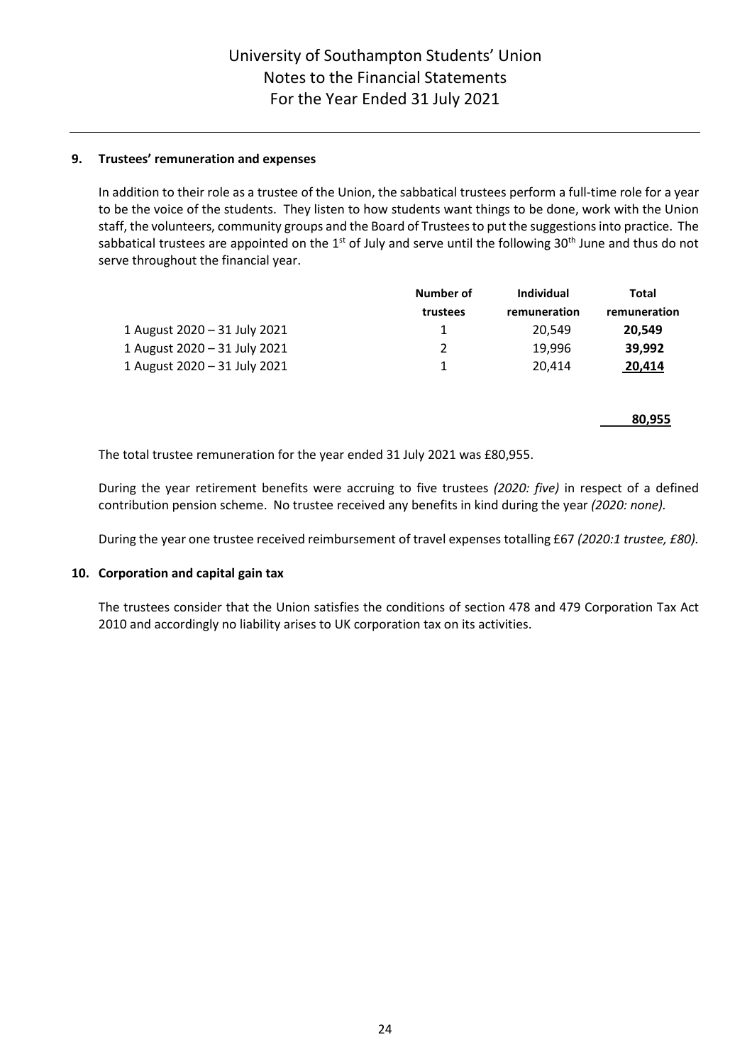## 9. Trustees' remuneration and expenses

In addition to their role as a trustee of the Union, the sabbatical trustees perform a full-time role for a year to be the voice of the students. They listen to how students want things to be done, work with the Union staff, the volunteers, community groups and the Board of Trustees to put the suggestions into practice. The sabbatical trustees are appointed on the 1st of July and serve until the following 30th June and thus do not serve throughout the financial year.

| | Number of trustees | Individual remuneration | Total remuneration |
|---|---|---|---|
| 1 August 2020 – 31 July 2021 | 1 | 20,549 | **20,549** |
| 1 August 2020 – 31 July 2021 | 2 | 19,996 | **39,992** |
| 1 August 2020 – 31 July 2021 | 1 | 20,414 | **20,414** |
| | | | **80,955** |

The total trustee remuneration for the year ended 31 July 2021 was £80,955.

During the year retirement benefits were accruing to five trustees *(2020: five)* in respect of a defined contribution pension scheme. No trustee received any benefits in kind during the year *(2020: none).*

During the year one trustee received reimbursement of travel expenses totalling £67 *(2020:1 trustee, £80).*

## 10. Corporation and capital gain tax

The trustees consider that the Union satisfies the conditions of section 478 and 479 Corporation Tax Act 2010 and accordingly no liability arises to UK corporation tax on its activities.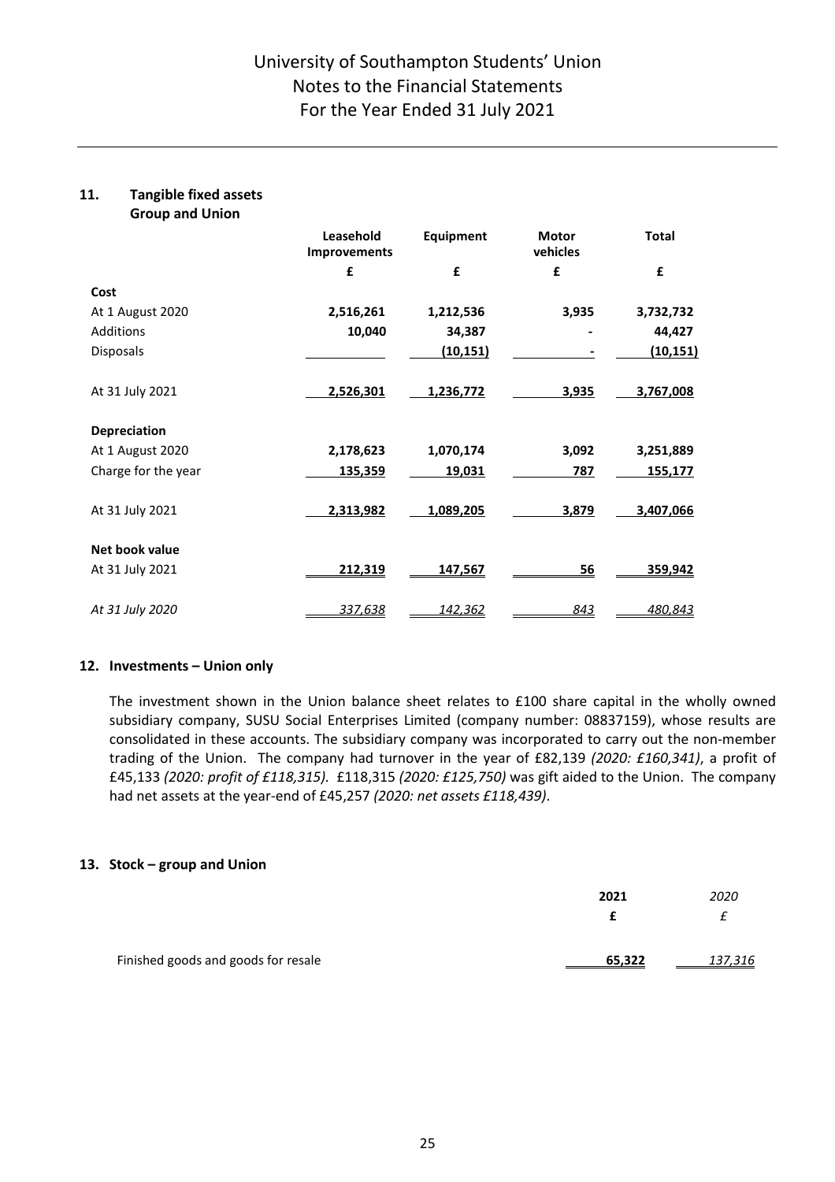## 11. Tangible fixed assets

**Group and Union**

| | Leasehold Improvements | Equipment | Motor vehicles | Total |
|---|---|---|---|---|
| | £ | £ | £ | £ |
| **Cost** | | | | |
| At 1 August 2020 | **2,516,261** | **1,212,536** | **3,935** | **3,732,732** |
| Additions | **10,040** | **34,387** | **-** | **44,427** |
| Disposals | | **(10,151)** | **-** | **(10,151)** |
| At 31 July 2021 | **2,526,301** | **1,236,772** | **3,935** | **3,767,008** |
| **Depreciation** | | | | |
| At 1 August 2020 | **2,178,623** | **1,070,174** | **3,092** | **3,251,889** |
| Charge for the year | **135,359** | **19,031** | **787** | **155,177** |
| At 31 July 2021 | **2,313,982** | **1,089,205** | **3,879** | **3,407,066** |
| **Net book value** | | | | |
| At 31 July 2021 | **212,319** | **147,567** | **56** | **359,942** |
| *At 31 July 2020* | *337,638* | *142,362* | *843* | *480,843* |

## 12. Investments – Union only

The investment shown in the Union balance sheet relates to £100 share capital in the wholly owned subsidiary company, SUSU Social Enterprises Limited (company number: 08837159), whose results are consolidated in these accounts. The subsidiary company was incorporated to carry out the non-member trading of the Union. The company had turnover in the year of £82,139 *(2020: £160,341)*, a profit of £45,133 *(2020: profit of £118,315).* £118,315 *(2020: £125,750)* was gift aided to the Union. The company had net assets at the year-end of £45,257 *(2020: net assets £118,439)*.

## 13. Stock – group and Union

| | 2021 | *2020* |
|---|---|---|
| | £ | *£* |
| Finished goods and goods for resale | **65,322** | *137,316* |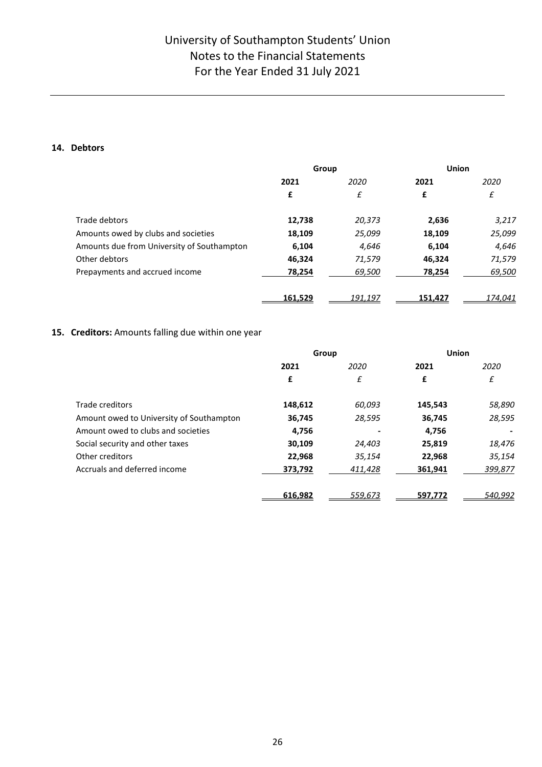# University of Southampton Students' Union
# Notes to the Financial Statements
# For the Year Ended 31 July 2021

### 14. Debtors

| | Group | | Union | |
|---|---|---|---|---|
| | **2021** | *2020* | **2021** | *2020* |
| | **£** | *£* | **£** | *£* |
| Trade debtors | **12,738** | *20,373* | **2,636** | *3,217* |
| Amounts owed by clubs and societies | **18,109** | *25,099* | **18,109** | *25,099* |
| Amounts due from University of Southampton | **6,104** | *4,646* | **6,104** | *4,646* |
| Other debtors | **46,324** | *71,579* | **46,324** | *71,579* |
| Prepayments and accrued income | **78,254** | *69,500* | **78,254** | *69,500* |
| | **161,529** | *191,197* | **151,427** | *174,041* |

### 15. Creditors: Amounts falling due within one year

| | Group | | Union | |
|---|---|---|---|---|
| | **2021** | *2020* | **2021** | *2020* |
| | **£** | *£* | **£** | *£* |
| Trade creditors | **148,612** | *60,093* | **145,543** | *58,890* |
| Amount owed to University of Southampton | **36,745** | *28,595* | **36,745** | *28,595* |
| Amount owed to clubs and societies | **4,756** | - | **4,756** | - |
| Social security and other taxes | **30,109** | *24,403* | **25,819** | *18,476* |
| Other creditors | **22,968** | *35,154* | **22,968** | *35,154* |
| Accruals and deferred income | **373,792** | *411,428* | **361,941** | *399,877* |
| | **616,982** | *559,673* | **597,772** | *540,992* |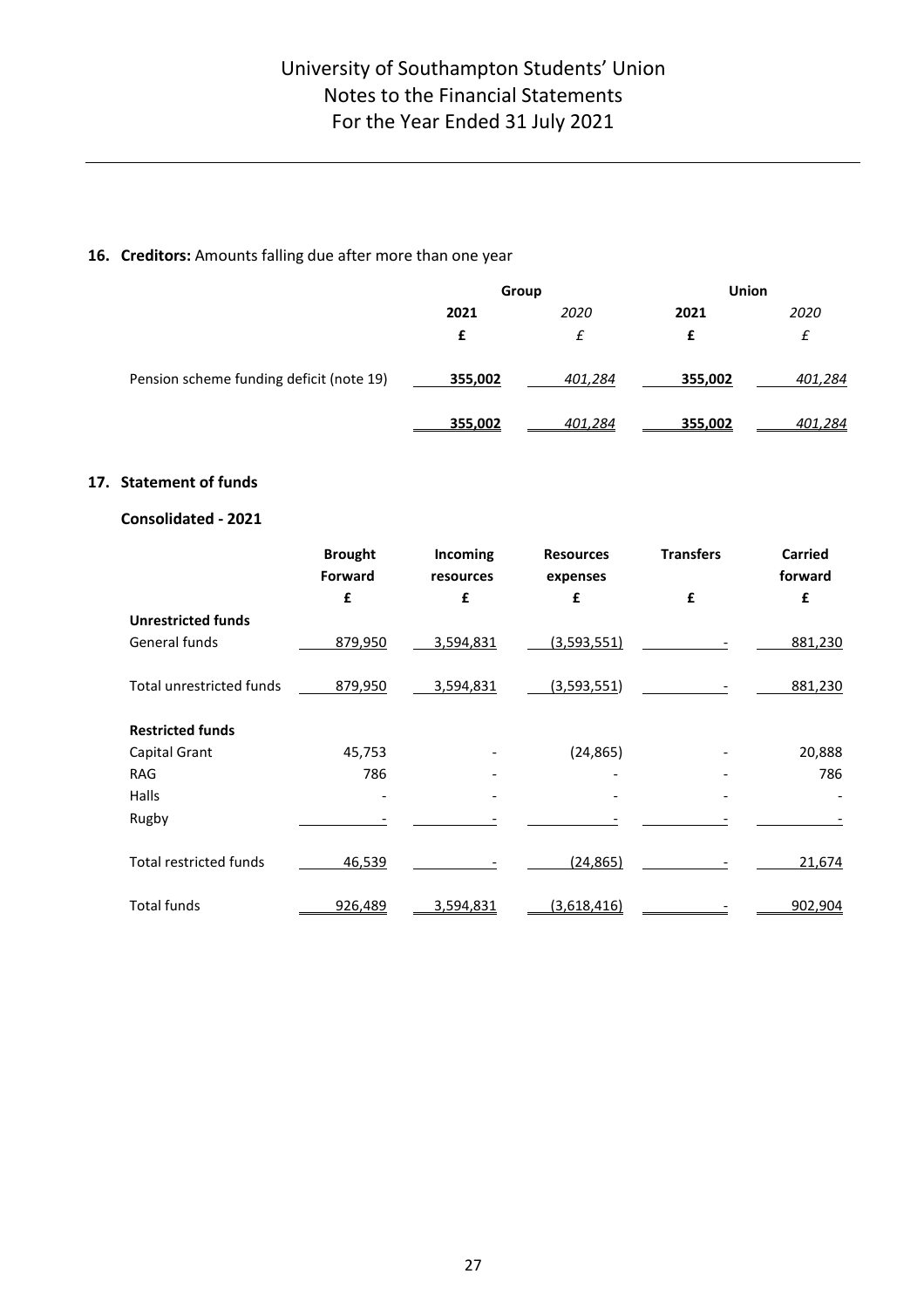## 16. Creditors: Amounts falling due after more than one year

| | Group | | Union | |
|---|---|---|---|---|
| | 2021 | *2020* | 2021 | *2020* |
| | £ | *£* | £ | *£* |
| Pension scheme funding deficit (note 19) | 355,002 | *401,284* | 355,002 | *401,284* |
| | 355,002 | *401,284* | 355,002 | *401,284* |

## 17. Statement of funds

### Consolidated - 2021

| | Brought Forward | Incoming resources | Resources expenses | Transfers | Carried forward |
|---|---|---|---|---|---|
| | £ | £ | £ | £ | £ |
| **Unrestricted funds** | | | | | |
| General funds | 879,950 | 3,594,831 | (3,593,551) | - | 881,230 |
| Total unrestricted funds | 879,950 | 3,594,831 | (3,593,551) | - | 881,230 |
| **Restricted funds** | | | | | |
| Capital Grant | 45,753 | - | (24,865) | - | 20,888 |
| RAG | 786 | - | - | - | 786 |
| Halls | - | - | - | - | - |
| Rugby | - | - | - | - | - |
| Total restricted funds | 46,539 | - | (24,865) | - | 21,674 |
| Total funds | 926,489 | 3,594,831 | (3,618,416) | - | 902,904 |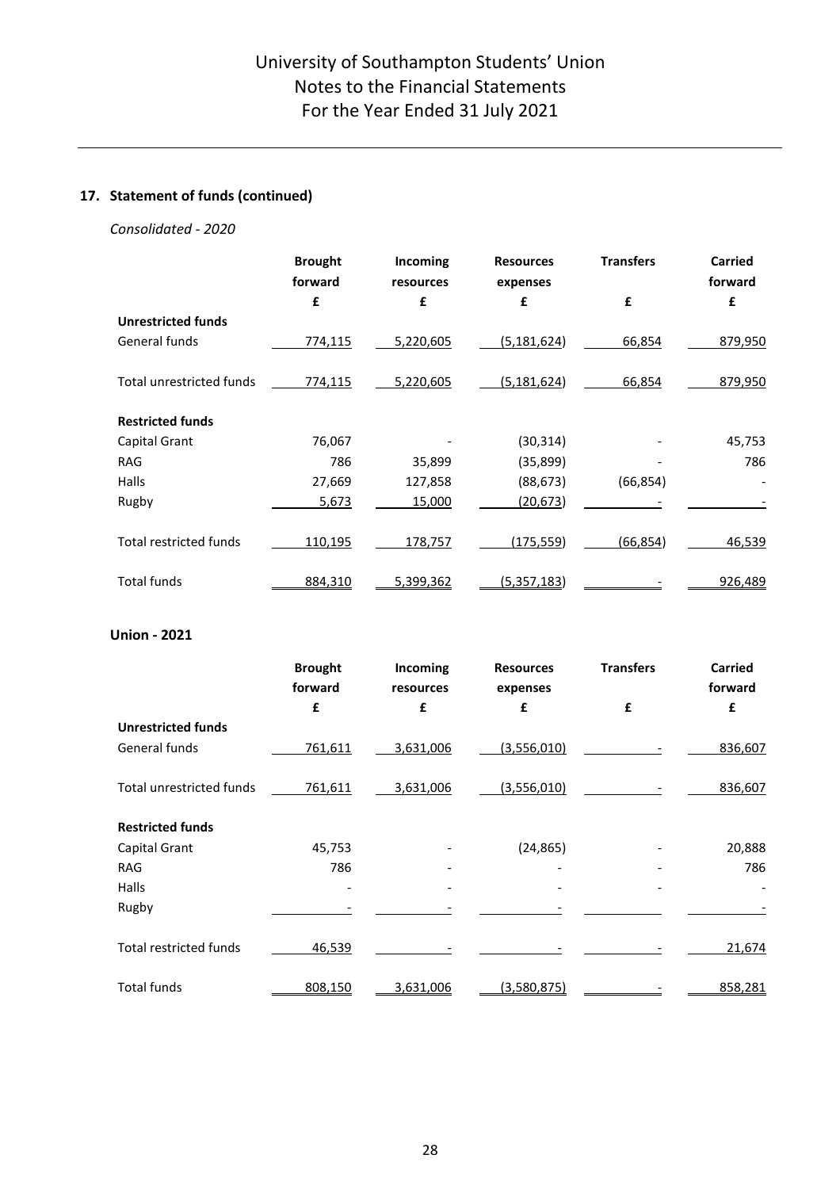## 17. Statement of funds (continued)

*Consolidated - 2020*

| | Brought forward | Incoming resources | Resources expenses | Transfers | Carried forward |
|---|---|---|---|---|---|
| | £ | £ | £ | £ | £ |
| **Unrestricted funds** | | | | | |
| General funds | 774,115 | 5,220,605 | (5,181,624) | 66,854 | 879,950 |
| Total unrestricted funds | 774,115 | 5,220,605 | (5,181,624) | 66,854 | 879,950 |
| **Restricted funds** | | | | | |
| Capital Grant | 76,067 | - | (30,314) | - | 45,753 |
| RAG | 786 | 35,899 | (35,899) | - | 786 |
| Halls | 27,669 | 127,858 | (88,673) | (66,854) | - |
| Rugby | 5,673 | 15,000 | (20,673) | - | - |
| Total restricted funds | 110,195 | 178,757 | (175,559) | (66,854) | 46,539 |
| Total funds | 884,310 | 5,399,362 | (5,357,183) | - | 926,489 |

**Union - 2021**

| | Brought forward | Incoming resources | Resources expenses | Transfers | Carried forward |
|---|---|---|---|---|---|
| | £ | £ | £ | £ | £ |
| **Unrestricted funds** | | | | | |
| General funds | 761,611 | 3,631,006 | (3,556,010) | - | 836,607 |
| Total unrestricted funds | 761,611 | 3,631,006 | (3,556,010) | - | 836,607 |
| **Restricted funds** | | | | | |
| Capital Grant | 45,753 | - | (24,865) | - | 20,888 |
| RAG | 786 | - | - | - | 786 |
| Halls | - | - | - | - | - |
| Rugby | - | - | - | - | - |
| Total restricted funds | 46,539 | - | - | - | 21,674 |
| Total funds | 808,150 | 3,631,006 | (3,580,875) | - | 858,281 |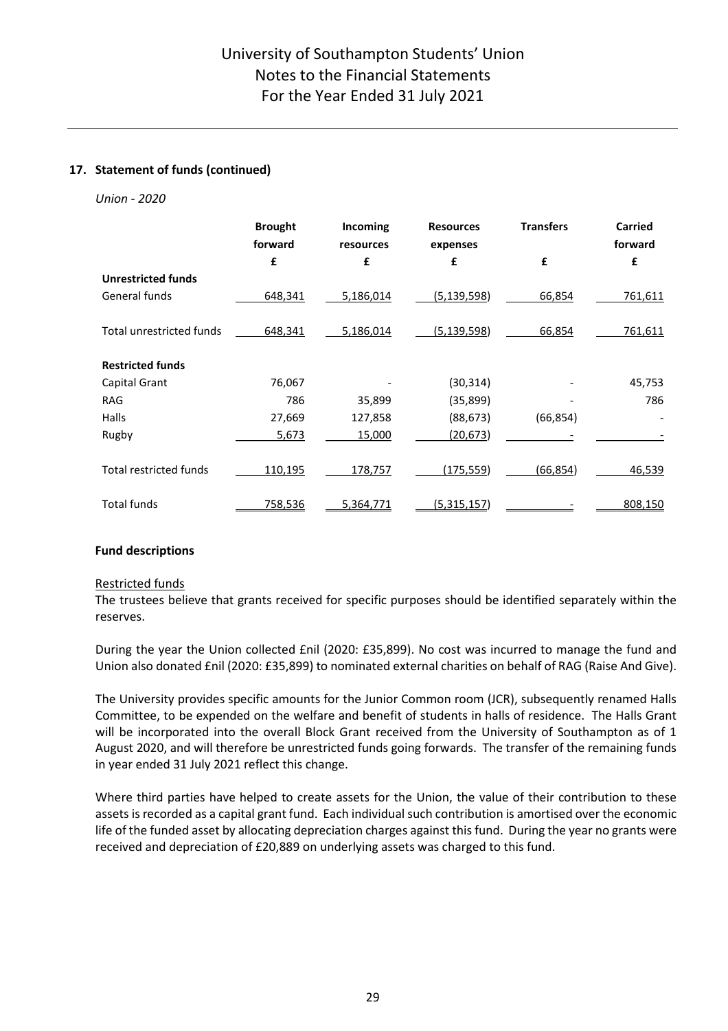## 17. Statement of funds (continued)

*Union - 2020*

| | Brought forward | Incoming resources | Resources expenses | Transfers | Carried forward |
|---|---|---|---|---|---|
| | £ | £ | £ | £ | £ |
| **Unrestricted funds** | | | | | |
| General funds | 648,341 | 5,186,014 | (5,139,598) | 66,854 | 761,611 |
| Total unrestricted funds | 648,341 | 5,186,014 | (5,139,598) | 66,854 | 761,611 |
| **Restricted funds** | | | | | |
| Capital Grant | 76,067 | - | (30,314) | - | 45,753 |
| RAG | 786 | 35,899 | (35,899) | - | 786 |
| Halls | 27,669 | 127,858 | (88,673) | (66,854) | - |
| Rugby | 5,673 | 15,000 | (20,673) | - | - |
| Total restricted funds | 110,195 | 178,757 | (175,559) | (66,854) | 46,539 |
| Total funds | 758,536 | 5,364,771 | (5,315,157) | - | 808,150 |

### Fund descriptions

Restricted funds

The trustees believe that grants received for specific purposes should be identified separately within the reserves.

During the year the Union collected £nil (2020: £35,899). No cost was incurred to manage the fund and Union also donated £nil (2020: £35,899) to nominated external charities on behalf of RAG (Raise And Give).

The University provides specific amounts for the Junior Common room (JCR), subsequently renamed Halls Committee, to be expended on the welfare and benefit of students in halls of residence. The Halls Grant will be incorporated into the overall Block Grant received from the University of Southampton as of 1 August 2020, and will therefore be unrestricted funds going forwards. The transfer of the remaining funds in year ended 31 July 2021 reflect this change.

Where third parties have helped to create assets for the Union, the value of their contribution to these assets is recorded as a capital grant fund. Each individual such contribution is amortised over the economic life of the funded asset by allocating depreciation charges against this fund. During the year no grants were received and depreciation of £20,889 on underlying assets was charged to this fund.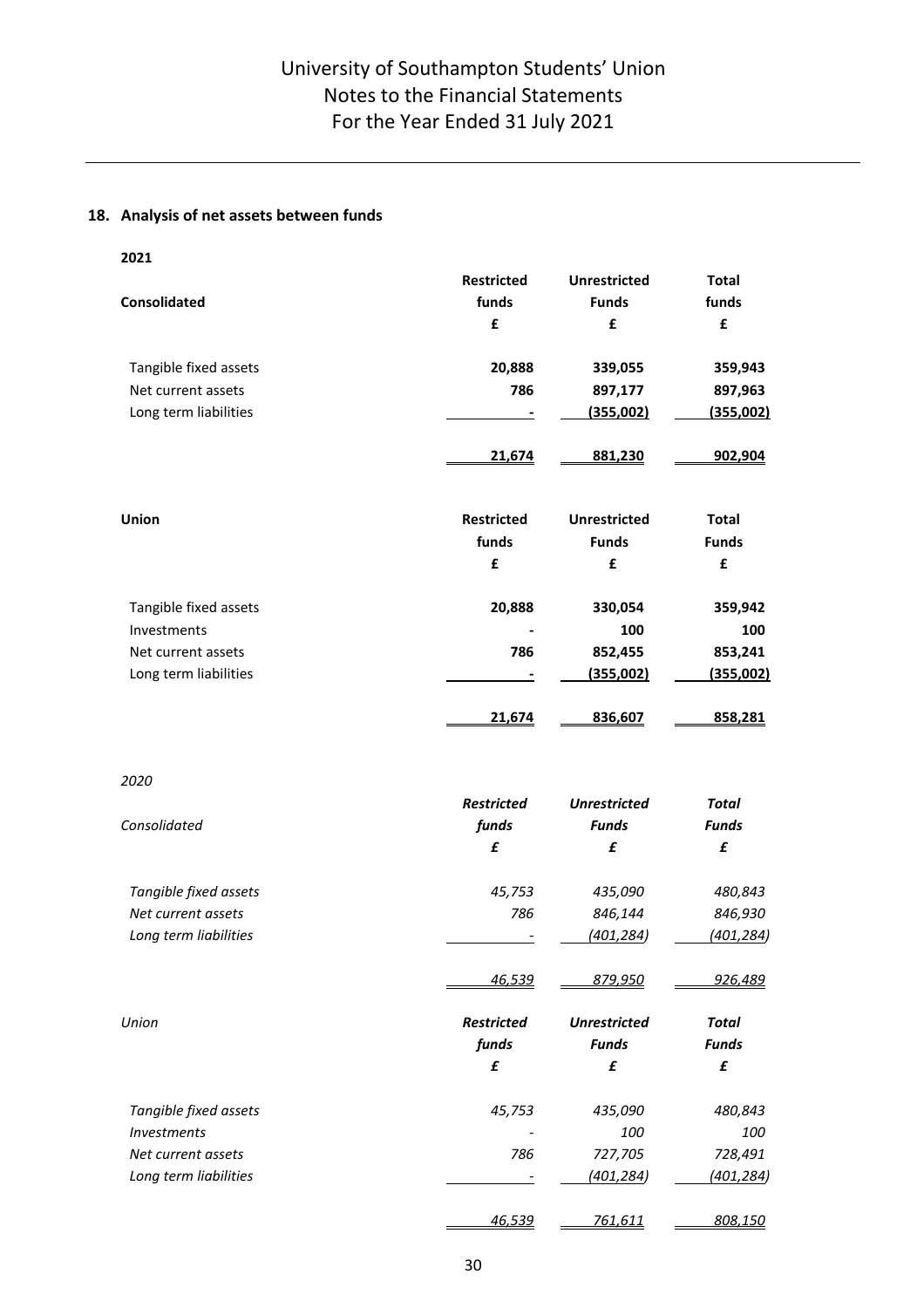## 18. Analysis of net assets between funds

**2021**

| **Consolidated** | **Restricted funds £** | **Unrestricted Funds £** | **Total funds £** |
|---|---|---|---|
| Tangible fixed assets | **20,888** | **339,055** | **359,943** |
| Net current assets | **786** | **897,177** | **897,963** |
| Long term liabilities | **-** | **(355,002)** | **(355,002)** |
| | **21,674** | **881,230** | **902,904** |

| **Union** | **Restricted funds £** | **Unrestricted Funds £** | **Total Funds £** |
|---|---|---|---|
| Tangible fixed assets | **20,888** | **330,054** | **359,942** |
| Investments | **-** | **100** | **100** |
| Net current assets | **786** | **852,455** | **853,241** |
| Long term liabilities | **-** | **(355,002)** | **(355,002)** |
| | **21,674** | **836,607** | **858,281** |

*2020*

| *Consolidated* | ***Restricted funds £*** | ***Unrestricted Funds £*** | ***Total Funds £*** |
|---|---|---|---|
| *Tangible fixed assets* | *45,753* | *435,090* | *480,843* |
| *Net current assets* | *786* | *846,144* | *846,930* |
| *Long term liabilities* | *-* | *(401,284)* | *(401,284)* |
| | *46,539* | *879,950* | *926,489* |

| *Union* | ***Restricted funds £*** | ***Unrestricted Funds £*** | ***Total Funds £*** |
|---|---|---|---|
| *Tangible fixed assets* | *45,753* | *435,090* | *480,843* |
| *Investments* | *-* | *100* | *100* |
| *Net current assets* | *786* | *727,705* | *728,491* |
| *Long term liabilities* | *-* | *(401,284)* | *(401,284)* |
| | *46,539* | *761,611* | *808,150* |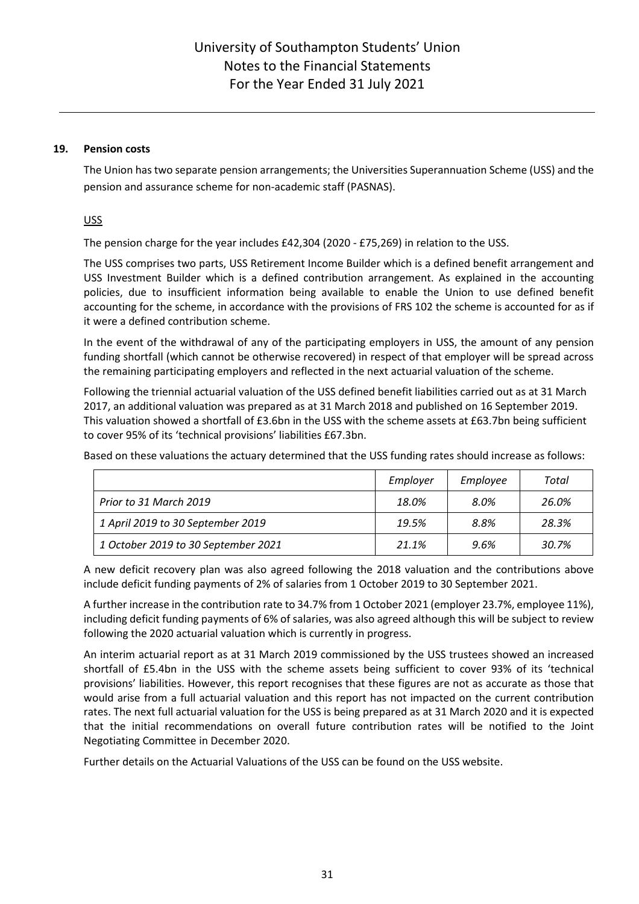## 19. Pension costs

The Union has two separate pension arrangements; the Universities Superannuation Scheme (USS) and the pension and assurance scheme for non-academic staff (PASNAS).

### USS

The pension charge for the year includes £42,304 (2020 - £75,269) in relation to the USS.

The USS comprises two parts, USS Retirement Income Builder which is a defined benefit arrangement and USS Investment Builder which is a defined contribution arrangement. As explained in the accounting policies, due to insufficient information being available to enable the Union to use defined benefit accounting for the scheme, in accordance with the provisions of FRS 102 the scheme is accounted for as if it were a defined contribution scheme.

In the event of the withdrawal of any of the participating employers in USS, the amount of any pension funding shortfall (which cannot be otherwise recovered) in respect of that employer will be spread across the remaining participating employers and reflected in the next actuarial valuation of the scheme.

Following the triennial actuarial valuation of the USS defined benefit liabilities carried out as at 31 March 2017, an additional valuation was prepared as at 31 March 2018 and published on 16 September 2019. This valuation showed a shortfall of £3.6bn in the USS with the scheme assets at £63.7bn being sufficient to cover 95% of its 'technical provisions' liabilities £67.3bn.

Based on these valuations the actuary determined that the USS funding rates should increase as follows:

| | *Employer* | *Employee* | *Total* |
|---|---|---|---|
| *Prior to 31 March 2019* | *18.0%* | *8.0%* | *26.0%* |
| *1 April 2019 to 30 September 2019* | *19.5%* | *8.8%* | *28.3%* |
| *1 October 2019 to 30 September 2021* | *21.1%* | *9.6%* | *30.7%* |

A new deficit recovery plan was also agreed following the 2018 valuation and the contributions above include deficit funding payments of 2% of salaries from 1 October 2019 to 30 September 2021.

A further increase in the contribution rate to 34.7% from 1 October 2021 (employer 23.7%, employee 11%), including deficit funding payments of 6% of salaries, was also agreed although this will be subject to review following the 2020 actuarial valuation which is currently in progress.

An interim actuarial report as at 31 March 2019 commissioned by the USS trustees showed an increased shortfall of £5.4bn in the USS with the scheme assets being sufficient to cover 93% of its 'technical provisions' liabilities. However, this report recognises that these figures are not as accurate as those that would arise from a full actuarial valuation and this report has not impacted on the current contribution rates. The next full actuarial valuation for the USS is being prepared as at 31 March 2020 and it is expected that the initial recommendations on overall future contribution rates will be notified to the Joint Negotiating Committee in December 2020.

Further details on the Actuarial Valuations of the USS can be found on the USS website.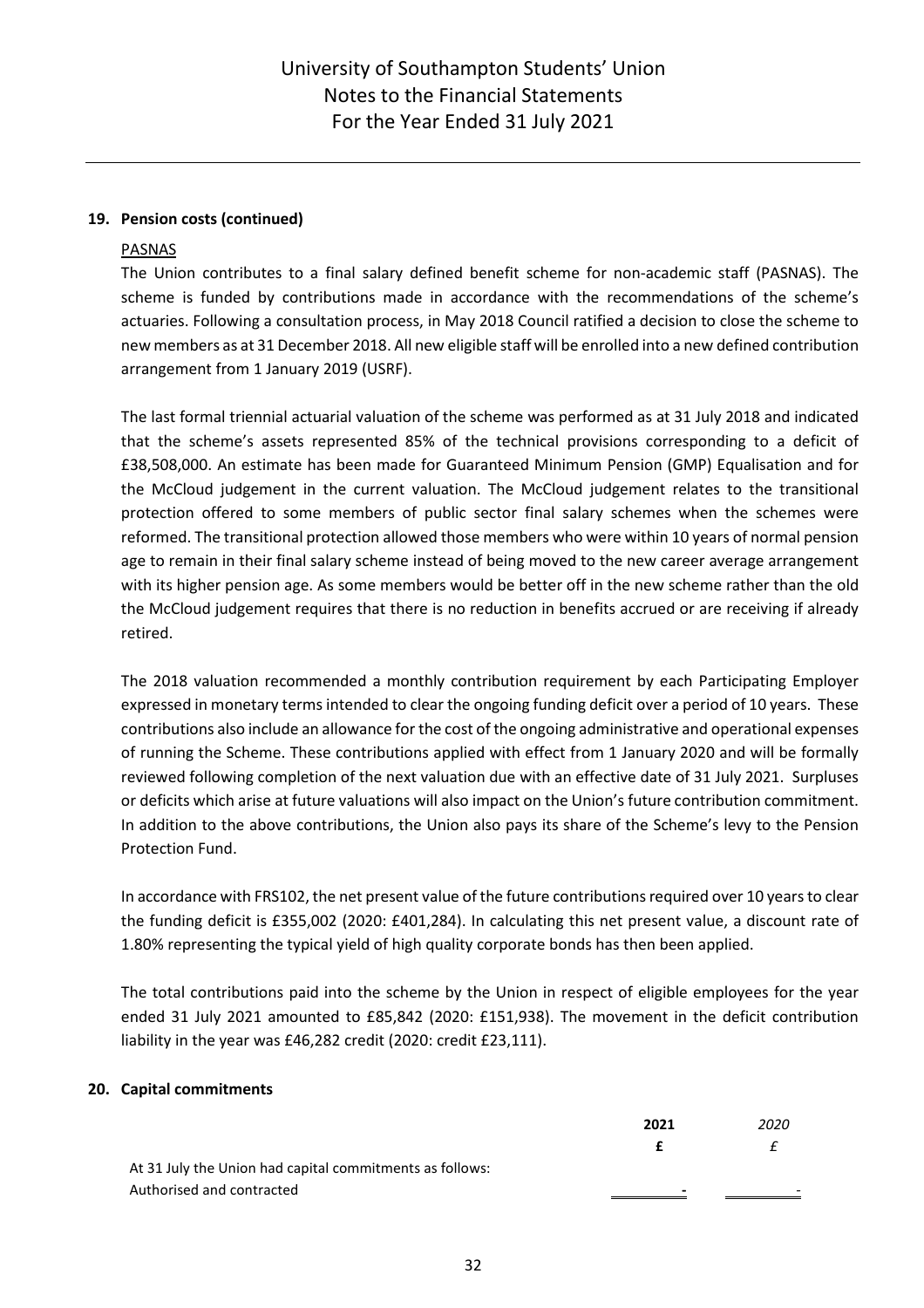## 19. Pension costs (continued)

PASNAS

The Union contributes to a final salary defined benefit scheme for non-academic staff (PASNAS). The scheme is funded by contributions made in accordance with the recommendations of the scheme's actuaries. Following a consultation process, in May 2018 Council ratified a decision to close the scheme to new members as at 31 December 2018. All new eligible staff will be enrolled into a new defined contribution arrangement from 1 January 2019 (USRF).

The last formal triennial actuarial valuation of the scheme was performed as at 31 July 2018 and indicated that the scheme's assets represented 85% of the technical provisions corresponding to a deficit of £38,508,000. An estimate has been made for Guaranteed Minimum Pension (GMP) Equalisation and for the McCloud judgement in the current valuation. The McCloud judgement relates to the transitional protection offered to some members of public sector final salary schemes when the schemes were reformed. The transitional protection allowed those members who were within 10 years of normal pension age to remain in their final salary scheme instead of being moved to the new career average arrangement with its higher pension age. As some members would be better off in the new scheme rather than the old the McCloud judgement requires that there is no reduction in benefits accrued or are receiving if already retired.

The 2018 valuation recommended a monthly contribution requirement by each Participating Employer expressed in monetary terms intended to clear the ongoing funding deficit over a period of 10 years. These contributions also include an allowance for the cost of the ongoing administrative and operational expenses of running the Scheme. These contributions applied with effect from 1 January 2020 and will be formally reviewed following completion of the next valuation due with an effective date of 31 July 2021. Surpluses or deficits which arise at future valuations will also impact on the Union's future contribution commitment. In addition to the above contributions, the Union also pays its share of the Scheme's levy to the Pension Protection Fund.

In accordance with FRS102, the net present value of the future contributions required over 10 years to clear the funding deficit is £355,002 (2020: £401,284). In calculating this net present value, a discount rate of 1.80% representing the typical yield of high quality corporate bonds has then been applied.

The total contributions paid into the scheme by the Union in respect of eligible employees for the year ended 31 July 2021 amounted to £85,842 (2020: £151,938). The movement in the deficit contribution liability in the year was £46,282 credit (2020: credit £23,111).

## 20. Capital commitments

| | 2021 | *2020* |
|---|---|---|
| | £ | *£* |
| At 31 July the Union had capital commitments as follows: | | |
| Authorised and contracted | - | - |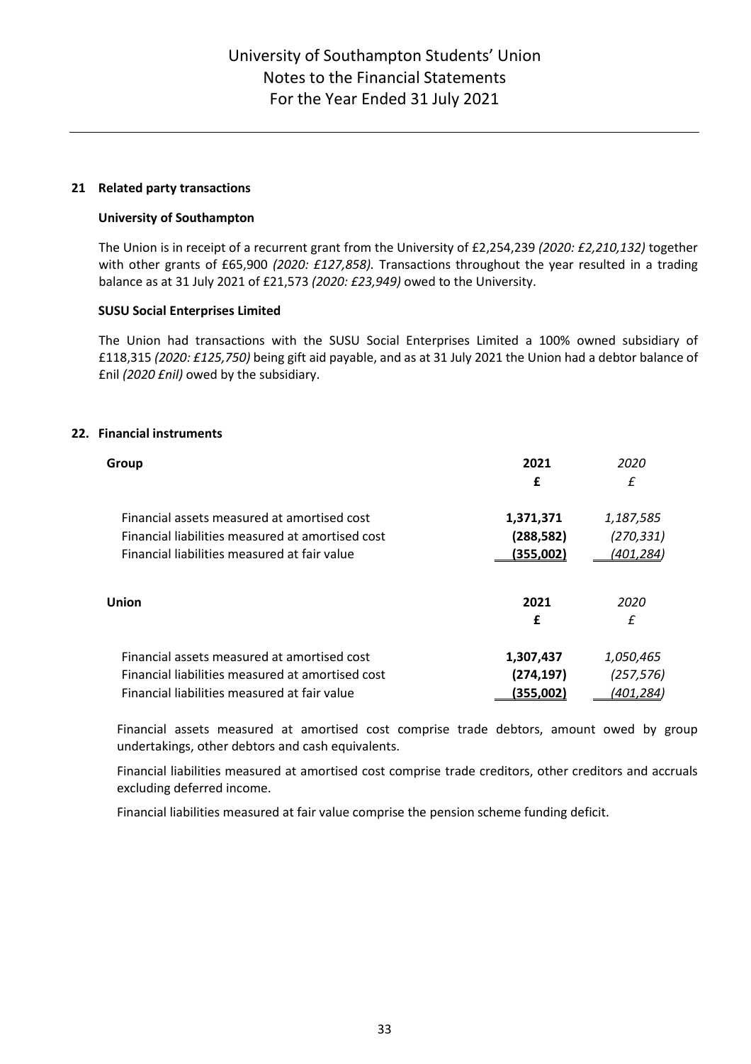## 21 Related party transactions

### University of Southampton

The Union is in receipt of a recurrent grant from the University of £2,254,239 *(2020: £2,210,132)* together with other grants of £65,900 *(2020: £127,858).* Transactions throughout the year resulted in a trading balance as at 31 July 2021 of £21,573 *(2020: £23,949)* owed to the University.

### SUSU Social Enterprises Limited

The Union had transactions with the SUSU Social Enterprises Limited a 100% owned subsidiary of £118,315 *(2020: £125,750)* being gift aid payable, and as at 31 July 2021 the Union had a debtor balance of £nil *(2020 £nil)* owed by the subsidiary.

## 22. Financial instruments

| Group | 2021 | *2020* |
|---|---|---|
| | **£** | *£* |
| Financial assets measured at amortised cost | **1,371,371** | *1,187,585* |
| Financial liabilities measured at amortised cost | **(288,582)** | *(270,331)* |
| Financial liabilities measured at fair value | **(355,002)** | *(401,284)* |

| Union | 2021 | *2020* |
|---|---|---|
| | **£** | *£* |
| Financial assets measured at amortised cost | **1,307,437** | *1,050,465* |
| Financial liabilities measured at amortised cost | **(274,197)** | *(257,576)* |
| Financial liabilities measured at fair value | **(355,002)** | *(401,284)* |

Financial assets measured at amortised cost comprise trade debtors, amount owed by group undertakings, other debtors and cash equivalents.

Financial liabilities measured at amortised cost comprise trade creditors, other creditors and accruals excluding deferred income.

Financial liabilities measured at fair value comprise the pension scheme funding deficit.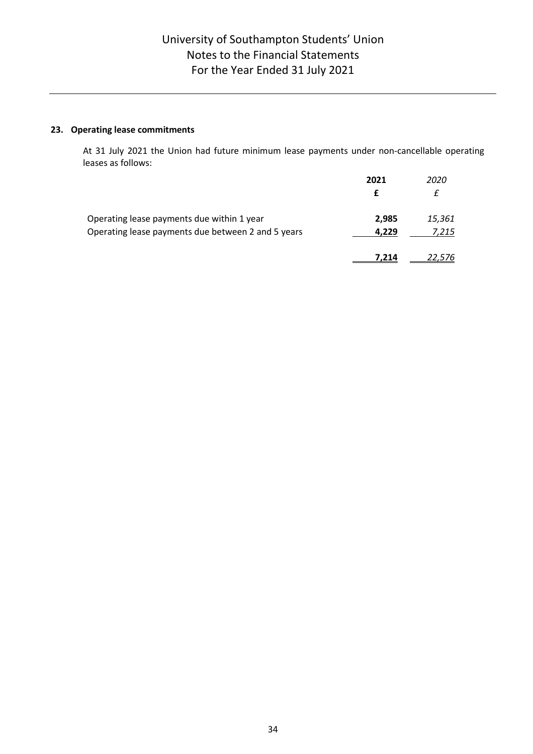## 23. Operating lease commitments

At 31 July 2021 the Union had future minimum lease payments under non-cancellable operating leases as follows:

| | **2021** | *2020* |
|---|---|---|
| | **£** | *£* |
| Operating lease payments due within 1 year | **2,985** | *15,361* |
| Operating lease payments due between 2 and 5 years | **4,229** | *7,215* |
| | **7,214** | *22,576* |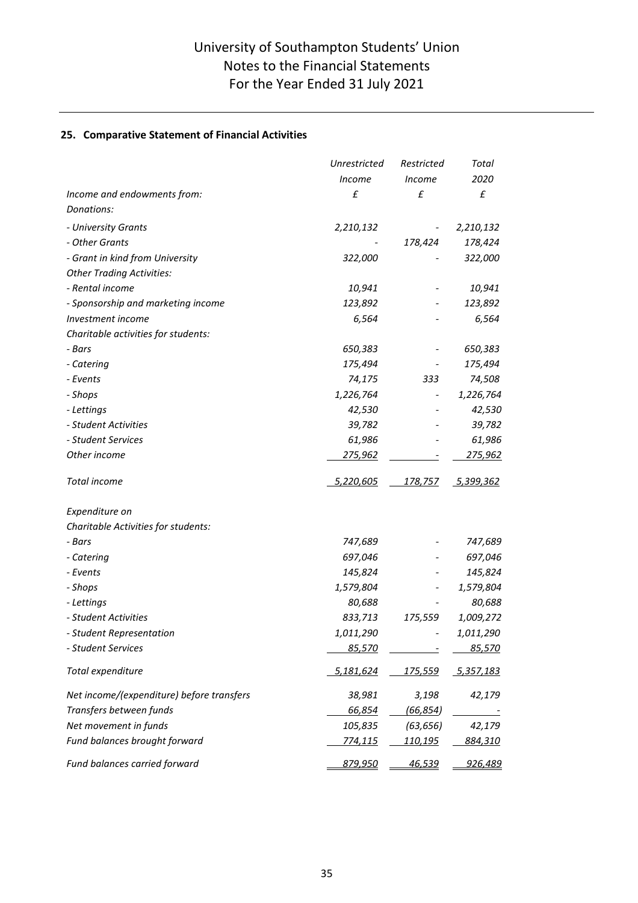# University of Southampton Students' Union
# Notes to the Financial Statements
# For the Year Ended 31 July 2021

## 25. Comparative Statement of Financial Activities

| | *Unrestricted Income* | *Restricted Income* | *Total 2020* |
|---|---|---|---|
| *Income and endowments from:* | *£* | *£* | *£* |
| *Donations:* | | | |
| *- University Grants* | *2,210,132* | *-* | *2,210,132* |
| *- Other Grants* | *-* | *178,424* | *178,424* |
| *- Grant in kind from University* | *322,000* | *-* | *322,000* |
| *Other Trading Activities:* | | | |
| *- Rental income* | *10,941* | *-* | *10,941* |
| *- Sponsorship and marketing income* | *123,892* | *-* | *123,892* |
| *Investment income* | *6,564* | *-* | *6,564* |
| *Charitable activities for students:* | | | |
| *- Bars* | *650,383* | *-* | *650,383* |
| *- Catering* | *175,494* | *-* | *175,494* |
| *- Events* | *74,175* | *333* | *74,508* |
| *- Shops* | *1,226,764* | *-* | *1,226,764* |
| *- Lettings* | *42,530* | *-* | *42,530* |
| *- Student Activities* | *39,782* | *-* | *39,782* |
| *- Student Services* | *61,986* | *-* | *61,986* |
| *Other income* | *275,962* | *-* | *275,962* |
| *Total income* | *5,220,605* | *178,757* | *5,399,362* |
| *Expenditure on* | | | |
| *Charitable Activities for students:* | | | |
| *- Bars* | *747,689* | *-* | *747,689* |
| *- Catering* | *697,046* | *-* | *697,046* |
| *- Events* | *145,824* | *-* | *145,824* |
| *- Shops* | *1,579,804* | *-* | *1,579,804* |
| *- Lettings* | *80,688* | *-* | *80,688* |
| *- Student Activities* | *833,713* | *175,559* | *1,009,272* |
| *- Student Representation* | *1,011,290* | *-* | *1,011,290* |
| *- Student Services* | *85,570* | *-* | *85,570* |
| *Total expenditure* | *5,181,624* | *175,559* | *5,357,183* |
| *Net income/(expenditure) before transfers* | *38,981* | *3,198* | *42,179* |
| *Transfers between funds* | *66,854* | *(66,854)* | *-* |
| *Net movement in funds* | *105,835* | *(63,656)* | *42,179* |
| *Fund balances brought forward* | *774,115* | *110,195* | *884,310* |
| *Fund balances carried forward* | *879,950* | *46,539* | *926,489* |